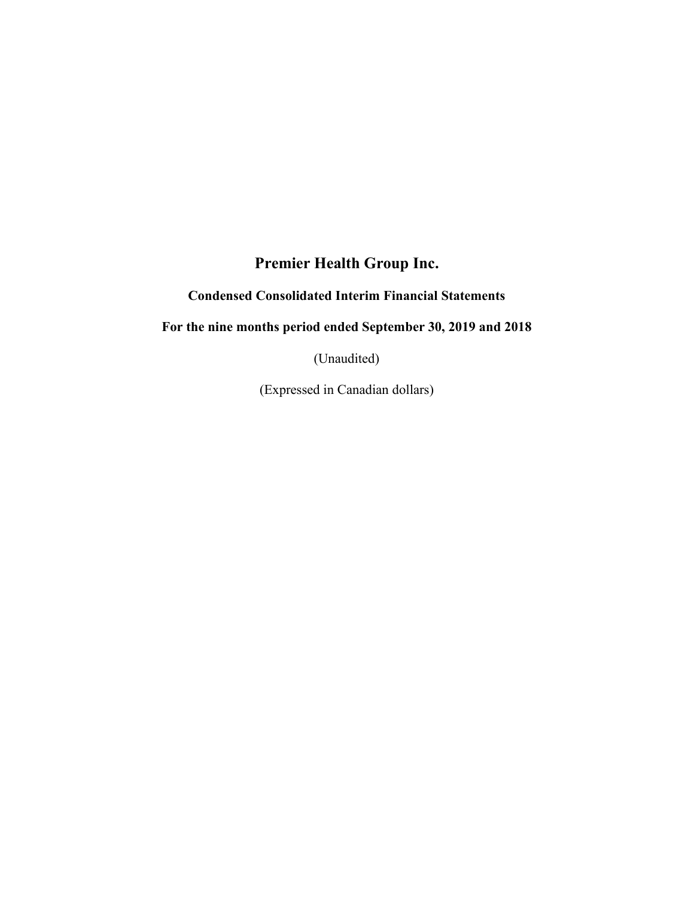# Premier Health Group Inc.

## Condensed Consolidated Interim Financial Statements

## For the nine months period ended September 30, 2019 and 2018

(Unaudited)

(Expressed in Canadian dollars)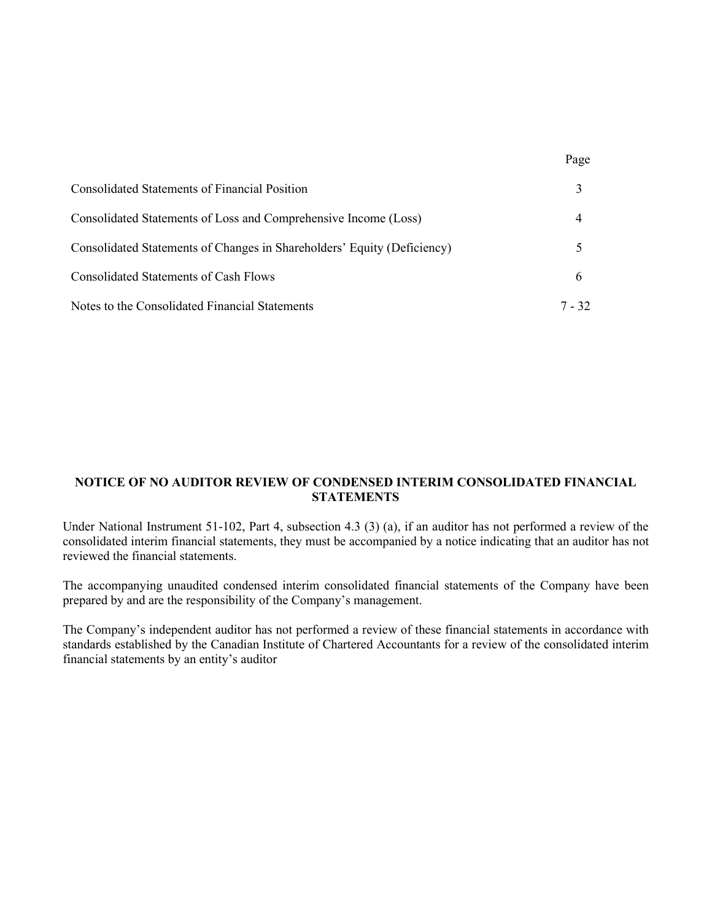| | Page |
|---|---|
| Consolidated Statements of Financial Position | 3 |
| Consolidated Statements of Loss and Comprehensive Income (Loss) | 4 |
| Consolidated Statements of Changes in Shareholders' Equity (Deficiency) | 5 |
| Consolidated Statements of Cash Flows | 6 |
| Notes to the Consolidated Financial Statements | 7 - 32 |

**NOTICE OF NO AUDITOR REVIEW OF CONDENSED INTERIM CONSOLIDATED FINANCIAL STATEMENTS**

Under National Instrument 51-102, Part 4, subsection 4.3 (3) (a), if an auditor has not performed a review of the consolidated interim financial statements, they must be accompanied by a notice indicating that an auditor has not reviewed the financial statements.

The accompanying unaudited condensed interim consolidated financial statements of the Company have been prepared by and are the responsibility of the Company's management.

The Company's independent auditor has not performed a review of these financial statements in accordance with standards established by the Canadian Institute of Chartered Accountants for a review of the consolidated interim financial statements by an entity's auditor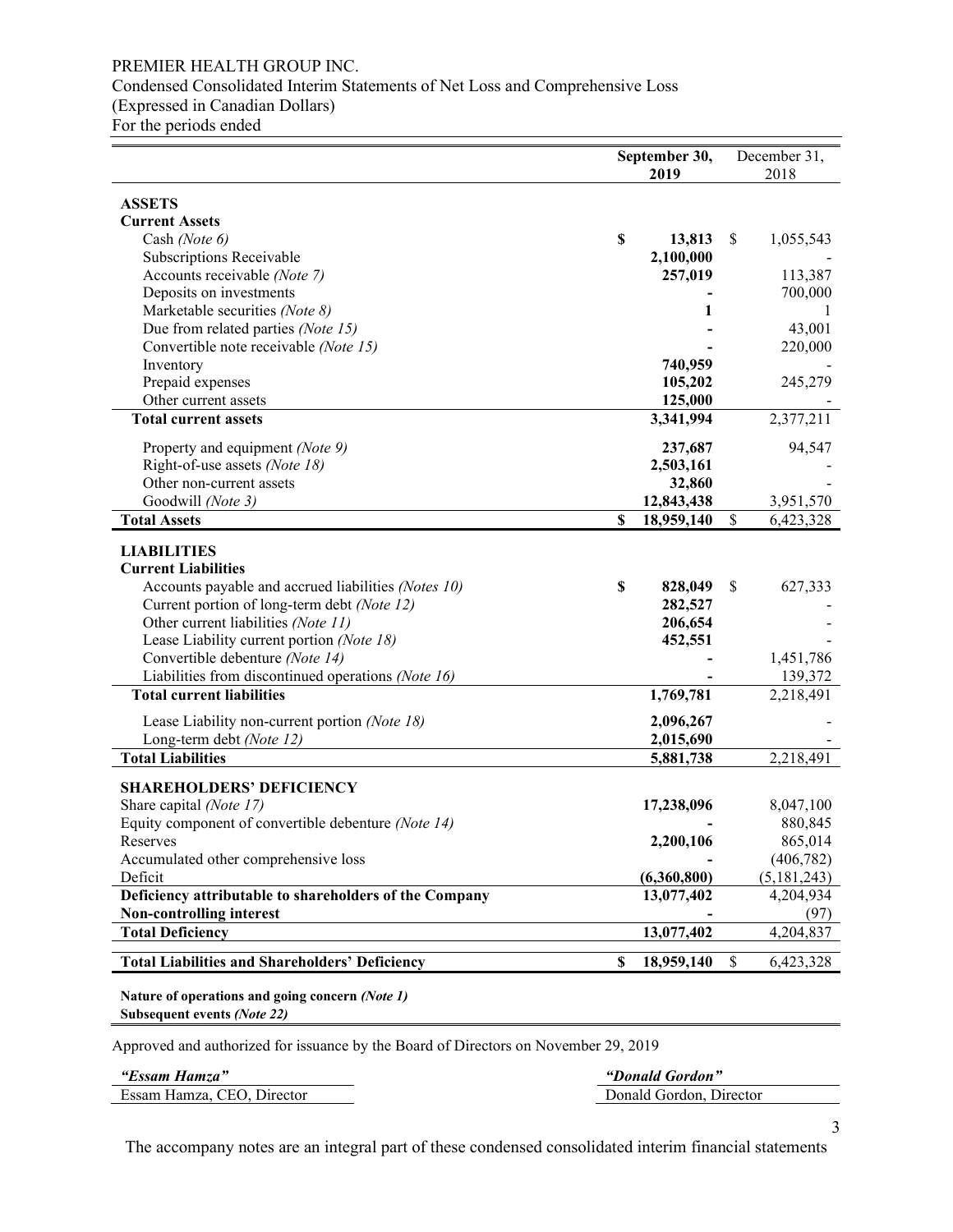PREMIER HEALTH GROUP INC.
Condensed Consolidated Interim Statements of Net Loss and Comprehensive Loss
(Expressed in Canadian Dollars)
For the periods ended

| | **September 30, 2019** | December 31, 2018 |
|---|---|---|
| **ASSETS** | | |
| **Current Assets** | | |
| Cash *(Note 6)* | **$ 13,813** | $ 1,055,543 |
| Subscriptions Receivable | **2,100,000** | - |
| Accounts receivable *(Note 7)* | **257,019** | 113,387 |
| Deposits on investments | **-** | 700,000 |
| Marketable securities *(Note 8)* | **1** | 1 |
| Due from related parties *(Note 15)* | **-** | 43,001 |
| Convertible note receivable *(Note 15)* | **-** | 220,000 |
| Inventory | **740,959** | - |
| Prepaid expenses | **105,202** | 245,279 |
| Other current assets | **125,000** | - |
| **Total current assets** | **3,341,994** | 2,377,211 |
| Property and equipment *(Note 9)* | **237,687** | 94,547 |
| Right-of-use assets *(Note 18)* | **2,503,161** | - |
| Other non-current assets | **32,860** | - |
| Goodwill *(Note 3)* | **12,843,438** | 3,951,570 |
| **Total Assets** | **$ 18,959,140** | $ 6,423,328 |
| **LIABILITIES** | | |
| **Current Liabilities** | | |
| Accounts payable and accrued liabilities *(Notes 10)* | **$ 828,049** | $ 627,333 |
| Current portion of long-term debt *(Note 12)* | **282,527** | - |
| Other current liabilities *(Note 11)* | **206,654** | - |
| Lease Liability current portion *(Note 18)* | **452,551** | - |
| Convertible debenture *(Note 14)* | **-** | 1,451,786 |
| Liabilities from discontinued operations *(Note 16)* | **-** | 139,372 |
| **Total current liabilities** | **1,769,781** | 2,218,491 |
| Lease Liability non-current portion *(Note 18)* | **2,096,267** | - |
| Long-term debt *(Note 12)* | **2,015,690** | - |
| **Total Liabilities** | **5,881,738** | 2,218,491 |
| **SHAREHOLDERS' DEFICIENCY** | | |
| Share capital *(Note 17)* | **17,238,096** | 8,047,100 |
| Equity component of convertible debenture *(Note 14)* | **-** | 880,845 |
| Reserves | **2,200,106** | 865,014 |
| Accumulated other comprehensive loss | **-** | (406,782) |
| Deficit | **(6,360,800)** | (5,181,243) |
| **Deficiency attributable to shareholders of the Company** | **13,077,402** | 4,204,934 |
| **Non-controlling interest** | **-** | (97) |
| **Total Deficiency** | **13,077,402** | 4,204,837 |
| **Total Liabilities and Shareholders' Deficiency** | **$ 18,959,140** | $ 6,423,328 |

**Nature of operations and going concern *(Note 1)***
**Subsequent events *(Note 22)***

Approved and authorized for issuance by the Board of Directors on November 29, 2019

| ***"Essam Hamza"*** | ***"Donald Gordon"*** |
|---|---|
| Essam Hamza, CEO, Director | Donald Gordon, Director |

The accompany notes are an integral part of these condensed consolidated interim financial statements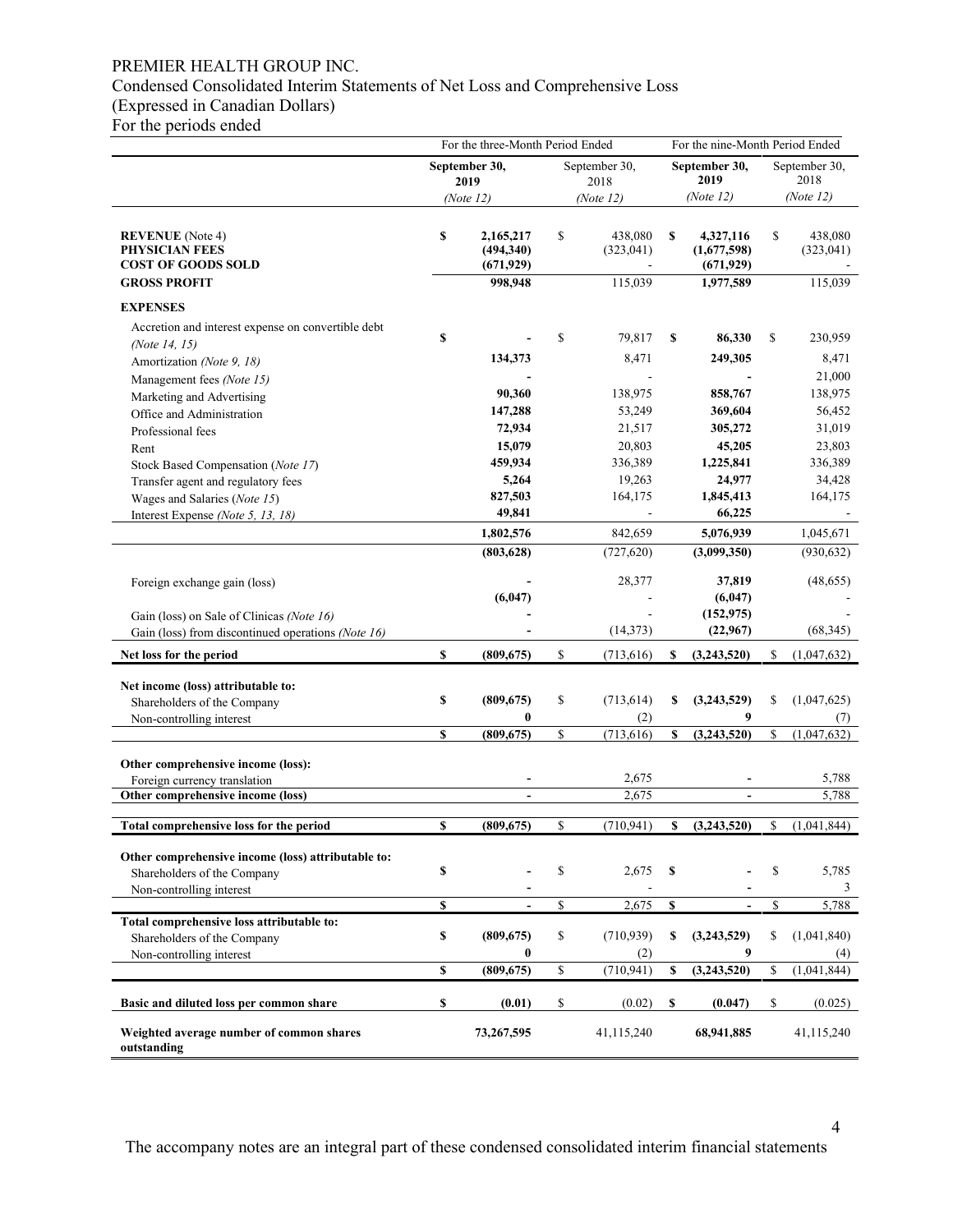PREMIER HEALTH GROUP INC.
Condensed Consolidated Interim Statements of Net Loss and Comprehensive Loss
(Expressed in Canadian Dollars)
For the periods ended

| | For the three-Month Period Ended | | For the nine-Month Period Ended | |
|---|---|---|---|---|
| | **September 30, 2019** *(Note 12)* | September 30, 2018 *(Note 12)* | **September 30, 2019** *(Note 12)* | September 30, 2018 *(Note 12)* |
| **REVENUE** (Note 4) | **$ 2,165,217** | $ 438,080 | **$ 4,327,116** | $ 438,080 |
| **PHYSICIAN FEES** | **(494,340)** | (323,041) | **(1,677,598)** | (323,041) |
| **COST OF GOODS SOLD** | **(671,929)** | - | **(671,929)** | - |
| **GROSS PROFIT** | **998,948** | 115,039 | **1,977,589** | 115,039 |
| **EXPENSES** | | | | |
| Accretion and interest expense on convertible debt *(Note 14, 15)* | **$ -** | $ 79,817 | **$ 86,330** | $ 230,959 |
| Amortization *(Note 9, 18)* | **134,373** | 8,471 | **249,305** | 8,471 |
| Management fees *(Note 15)* | **-** | - | **-** | 21,000 |
| Marketing and Advertising | **90,360** | 138,975 | **858,767** | 138,975 |
| Office and Administration | **147,288** | 53,249 | **369,604** | 56,452 |
| Professional fees | **72,934** | 21,517 | **305,272** | 31,019 |
| Rent | **15,079** | 20,803 | **45,205** | 23,803 |
| Stock Based Compensation (*Note 17*) | **459,934** | 336,389 | **1,225,841** | 336,389 |
| Transfer agent and regulatory fees | **5,264** | 19,263 | **24,977** | 34,428 |
| Wages and Salaries (*Note 15*) | **827,503** | 164,175 | **1,845,413** | 164,175 |
| Interest Expense *(Note 5, 13, 18)* | **49,841** | - | **66,225** | - |
| | **1,802,576** | 842,659 | **5,076,939** | 1,045,671 |
| | **(803,628)** | (727,620) | **(3,099,350)** | (930,632) |
| Foreign exchange gain (loss) | **-** | 28,377 | **37,819** | (48,655) |
| | **(6,047)** | - | **(6,047)** | - |
| Gain (loss) on Sale of Clinicas *(Note 16)* | **-** | - | **(152,975)** | - |
| Gain (loss) from discontinued operations *(Note 16)* | **-** | (14,373) | **(22,967)** | (68,345) |
| **Net loss for the period** | **$ (809,675)** | $ (713,616) | **$ (3,243,520)** | $ (1,047,632) |
| **Net income (loss) attributable to:** | | | | |
| Shareholders of the Company | **$ (809,675)** | $ (713,614) | **$ (3,243,529)** | $ (1,047,625) |
| Non-controlling interest | **0** | (2) | **9** | (7) |
| | **$ (809,675)** | $ (713,616) | **$ (3,243,520)** | $ (1,047,632) |
| **Other comprehensive income (loss):** | | | | |
| Foreign currency translation | **-** | 2,675 | **-** | 5,788 |
| **Other comprehensive income (loss)** | **-** | 2,675 | **-** | 5,788 |
| **Total comprehensive loss for the period** | **$ (809,675)** | $ (710,941) | **$ (3,243,520)** | $ (1,041,844) |
| **Other comprehensive income (loss) attributable to:** | | | | |
| Shareholders of the Company | **$ -** | $ 2,675 | **$ -** | $ 5,785 |
| Non-controlling interest | **-** | - | **-** | 3 |
| | **$ -** | $ 2,675 | **$ -** | $ 5,788 |
| **Total comprehensive loss attributable to:** | | | | |
| Shareholders of the Company | **$ (809,675)** | $ (710,939) | **$ (3,243,529)** | $ (1,041,840) |
| Non-controlling interest | **0** | (2) | **9** | (4) |
| | **$ (809,675)** | $ (710,941) | **$ (3,243,520)** | $ (1,041,844) |
| **Basic and diluted loss per common share** | **$ (0.01)** | $ (0.02) | **$ (0.047)** | $ (0.025) |
| **Weighted average number of common shares outstanding** | **73,267,595** | 41,115,240 | **68,941,885** | 41,115,240 |

The accompany notes are an integral part of these condensed consolidated interim financial statements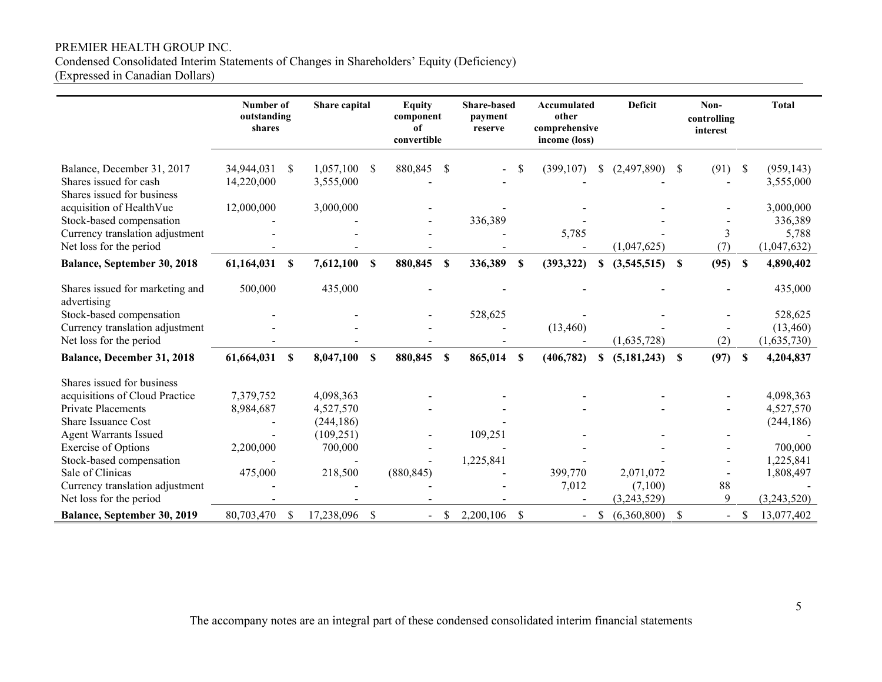PREMIER HEALTH GROUP INC.
Condensed Consolidated Interim Statements of Changes in Shareholders' Equity (Deficiency)
(Expressed in Canadian Dollars)

| | Number of outstanding shares | Share capital | Equity component of convertible | Share-based payment reserve | Accumulated other comprehensive income (loss) | Deficit | Non-controlling interest | Total |
|---|---|---|---|---|---|---|---|---|
| Balance, December 31, 2017 | 34,944,031 | $ 1,057,100 | $ 880,845 | $ - | $ (399,107) | $ (2,497,890) | $ (91) | $ (959,143) |
| Shares issued for cash | 14,220,000 | 3,555,000 | - | - | - | - | - | 3,555,000 |
| Shares issued for business acquisition of HealthVue | 12,000,000 | 3,000,000 | - | - | - | - | - | 3,000,000 |
| Stock-based compensation | - | - | - | 336,389 | - | - | - | 336,389 |
| Currency translation adjustment | - | - | - | - | 5,785 | - | 3 | 5,788 |
| Net loss for the period | - | - | - | - | - | (1,047,625) | (7) | (1,047,632) |
| **Balance, September 30, 2018** | **61,164,031** | **$ 7,612,100** | **$ 880,845** | **$ 336,389** | **$ (393,322)** | **$ (3,545,515)** | **$ (95)** | **$ 4,890,402** |
| Shares issued for marketing and advertising | 500,000 | 435,000 | - | - | - | - | - | 435,000 |
| Stock-based compensation | - | - | - | 528,625 | - | - | - | 528,625 |
| Currency translation adjustment | - | - | - | - | (13,460) | - | - | (13,460) |
| Net loss for the period | - | - | - | - | - | (1,635,728) | (2) | (1,635,730) |
| **Balance, December 31, 2018** | **61,664,031** | **$ 8,047,100** | **$ 880,845** | **$ 865,014** | **$ (406,782)** | **$ (5,181,243)** | **$ (97)** | **$ 4,204,837** |
| Shares issued for business acquisitions of Cloud Practice | 7,379,752 | 4,098,363 | - | - | - | - | - | 4,098,363 |
| Private Placements | 8,984,687 | 4,527,570 | - | - | - | - | - | 4,527,570 |
| Share Issuance Cost | - | (244,186) | | | | | | (244,186) |
| Agent Warrants Issued | - | (109,251) | - | 109,251 | - | - | - | - |
| Exercise of Options | 2,200,000 | 700,000 | - | - | - | - | - | 700,000 |
| Stock-based compensation | - | - | - | 1,225,841 | - | - | - | 1,225,841 |
| Sale of Clinicas | 475,000 | 218,500 | (880,845) | - | 399,770 | 2,071,072 | - | 1,808,497 |
| Currency translation adjustment | - | - | - | - | 7,012 | (7,100) | 88 | - |
| Net loss for the period | - | - | - | - | - | (3,243,529) | 9 | (3,243,520) |
| **Balance, September 30, 2019** | 80,703,470 | $ 17,238,096 | $ - | $ 2,200,106 | $ - | $ (6,360,800) | $ - | $ 13,077,402 |

The accompany notes are an integral part of these condensed consolidated interim financial statements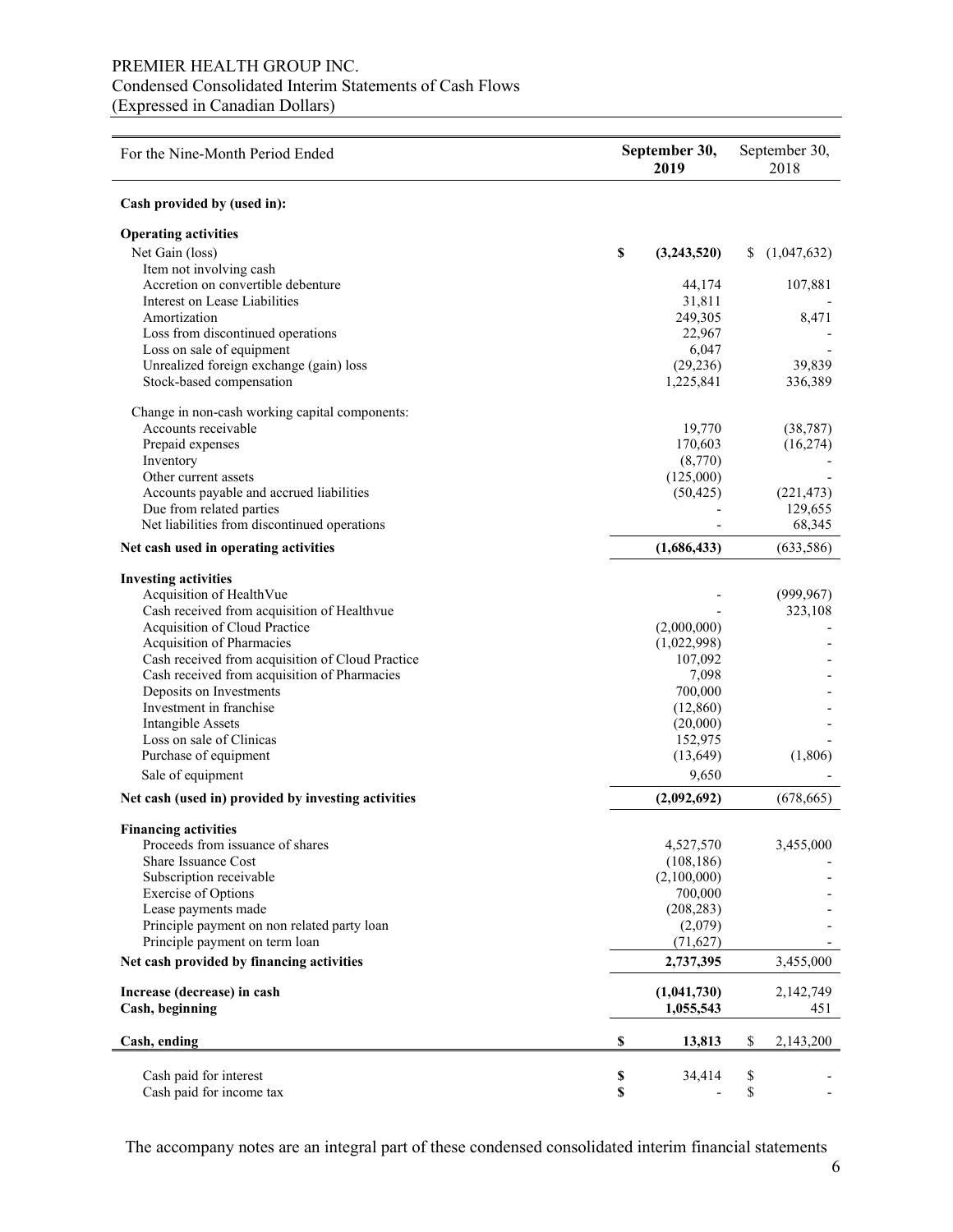PREMIER HEALTH GROUP INC.
Condensed Consolidated Interim Statements of Cash Flows
(Expressed in Canadian Dollars)

| For the Nine-Month Period Ended | **September 30, 2019** | September 30, 2018 |
|---|---|---|
| **Cash provided by (used in):** | | |
| **Operating activities** | | |
| Net Gain (loss) | **$ (3,243,520)** | $ (1,047,632) |
| Item not involving cash | | |
| Accretion on convertible debenture | 44,174 | 107,881 |
| Interest on Lease Liabilities | 31,811 | - |
| Amortization | 249,305 | 8,471 |
| Loss from discontinued operations | 22,967 | - |
| Loss on sale of equipment | 6,047 | - |
| Unrealized foreign exchange (gain) loss | (29,236) | 39,839 |
| Stock-based compensation | 1,225,841 | 336,389 |
| Change in non-cash working capital components: | | |
| Accounts receivable | 19,770 | (38,787) |
| Prepaid expenses | 170,603 | (16,274) |
| Inventory | (8,770) | - |
| Other current assets | (125,000) | - |
| Accounts payable and accrued liabilities | (50,425) | (221,473) |
| Due from related parties | - | 129,655 |
| Net liabilities from discontinued operations | - | 68,345 |
| **Net cash used in operating activities** | **(1,686,433)** | (633,586) |
| **Investing activities** | | |
| Acquisition of HealthVue | - | (999,967) |
| Cash received from acquisition of Healthvue | - | 323,108 |
| Acquisition of Cloud Practice | (2,000,000) | - |
| Acquisition of Pharmacies | (1,022,998) | - |
| Cash received from acquisition of Cloud Practice | 107,092 | - |
| Cash received from acquisition of Pharmacies | 7,098 | - |
| Deposits on Investments | 700,000 | - |
| Investment in franchise | (12,860) | - |
| Intangible Assets | (20,000) | - |
| Loss on sale of Clinicas | 152,975 | - |
| Purchase of equipment | (13,649) | (1,806) |
| Sale of equipment | 9,650 | - |
| **Net cash (used in) provided by investing activities** | **(2,092,692)** | (678,665) |
| **Financing activities** | | |
| Proceeds from issuance of shares | 4,527,570 | 3,455,000 |
| Share Issuance Cost | (108,186) | - |
| Subscription receivable | (2,100,000) | - |
| Exercise of Options | 700,000 | - |
| Lease payments made | (208,283) | - |
| Principle payment on non related party loan | (2,079) | - |
| Principle payment on term loan | (71,627) | - |
| **Net cash provided by financing activities** | **2,737,395** | 3,455,000 |
| **Increase (decrease) in cash** | **(1,041,730)** | 2,142,749 |
| **Cash, beginning** | **1,055,543** | 451 |
| **Cash, ending** | **$ 13,813** | $ 2,143,200 |
| Cash paid for interest | **$** 34,414 | $ - |
| Cash paid for income tax | **$** - | $ - |

The accompany notes are an integral part of these condensed consolidated interim financial statements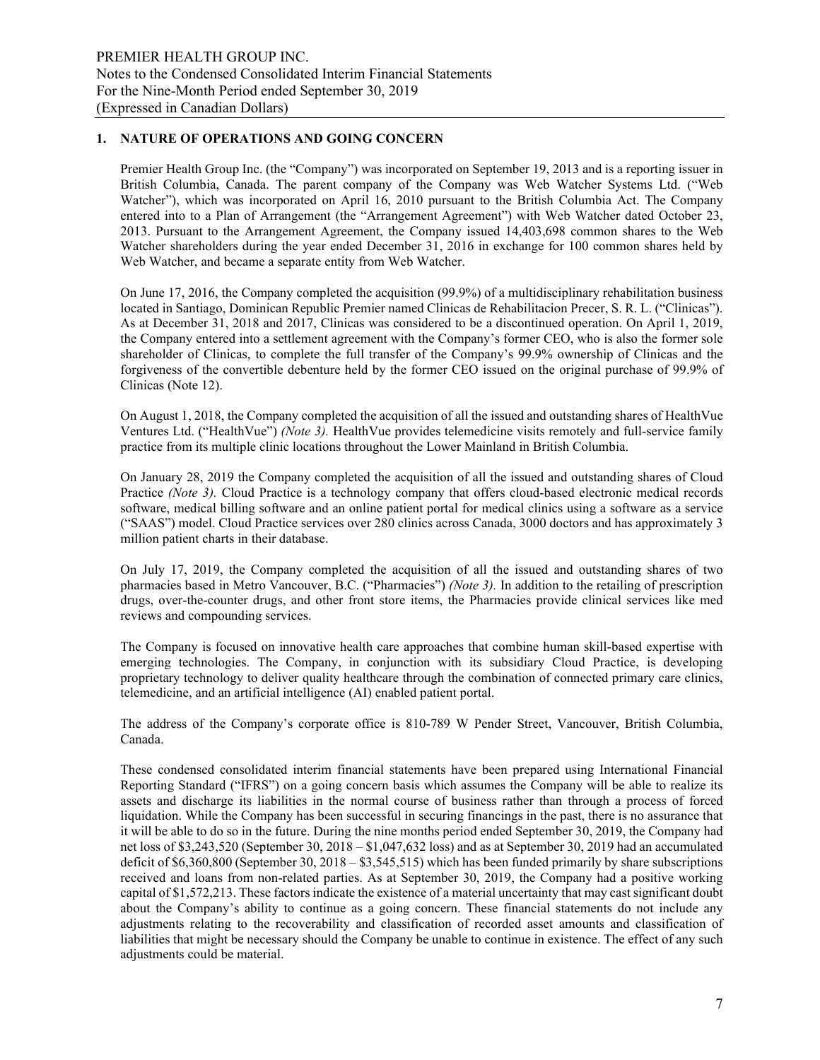## 1. NATURE OF OPERATIONS AND GOING CONCERN

Premier Health Group Inc. (the "Company") was incorporated on September 19, 2013 and is a reporting issuer in British Columbia, Canada. The parent company of the Company was Web Watcher Systems Ltd. ("Web Watcher"), which was incorporated on April 16, 2010 pursuant to the British Columbia Act. The Company entered into to a Plan of Arrangement (the "Arrangement Agreement") with Web Watcher dated October 23, 2013. Pursuant to the Arrangement Agreement, the Company issued 14,403,698 common shares to the Web Watcher shareholders during the year ended December 31, 2016 in exchange for 100 common shares held by Web Watcher, and became a separate entity from Web Watcher.

On June 17, 2016, the Company completed the acquisition (99.9%) of a multidisciplinary rehabilitation business located in Santiago, Dominican Republic Premier named Clinicas de Rehabilitacion Precer, S. R. L. ("Clinicas"). As at December 31, 2018 and 2017, Clinicas was considered to be a discontinued operation. On April 1, 2019, the Company entered into a settlement agreement with the Company's former CEO, who is also the former sole shareholder of Clinicas, to complete the full transfer of the Company's 99.9% ownership of Clinicas and the forgiveness of the convertible debenture held by the former CEO issued on the original purchase of 99.9% of Clinicas (Note 12).

On August 1, 2018, the Company completed the acquisition of all the issued and outstanding shares of HealthVue Ventures Ltd. ("HealthVue") *(Note 3).* HealthVue provides telemedicine visits remotely and full-service family practice from its multiple clinic locations throughout the Lower Mainland in British Columbia.

On January 28, 2019 the Company completed the acquisition of all the issued and outstanding shares of Cloud Practice *(Note 3).* Cloud Practice is a technology company that offers cloud-based electronic medical records software, medical billing software and an online patient portal for medical clinics using a software as a service ("SAAS") model. Cloud Practice services over 280 clinics across Canada, 3000 doctors and has approximately 3 million patient charts in their database.

On July 17, 2019, the Company completed the acquisition of all the issued and outstanding shares of two pharmacies based in Metro Vancouver, B.C. ("Pharmacies") *(Note 3).* In addition to the retailing of prescription drugs, over-the-counter drugs, and other front store items, the Pharmacies provide clinical services like med reviews and compounding services.

The Company is focused on innovative health care approaches that combine human skill-based expertise with emerging technologies. The Company, in conjunction with its subsidiary Cloud Practice, is developing proprietary technology to deliver quality healthcare through the combination of connected primary care clinics, telemedicine, and an artificial intelligence (AI) enabled patient portal.

The address of the Company's corporate office is 810-789 W Pender Street, Vancouver, British Columbia, Canada.

These condensed consolidated interim financial statements have been prepared using International Financial Reporting Standard ("IFRS") on a going concern basis which assumes the Company will be able to realize its assets and discharge its liabilities in the normal course of business rather than through a process of forced liquidation. While the Company has been successful in securing financings in the past, there is no assurance that it will be able to do so in the future. During the nine months period ended September 30, 2019, the Company had net loss of $3,243,520 (September 30, 2018 – $1,047,632 loss) and as at September 30, 2019 had an accumulated deficit of $6,360,800 (September 30, 2018 – $3,545,515) which has been funded primarily by share subscriptions received and loans from non-related parties. As at September 30, 2019, the Company had a positive working capital of $1,572,213. These factors indicate the existence of a material uncertainty that may cast significant doubt about the Company's ability to continue as a going concern. These financial statements do not include any adjustments relating to the recoverability and classification of recorded asset amounts and classification of liabilities that might be necessary should the Company be unable to continue in existence. The effect of any such adjustments could be material.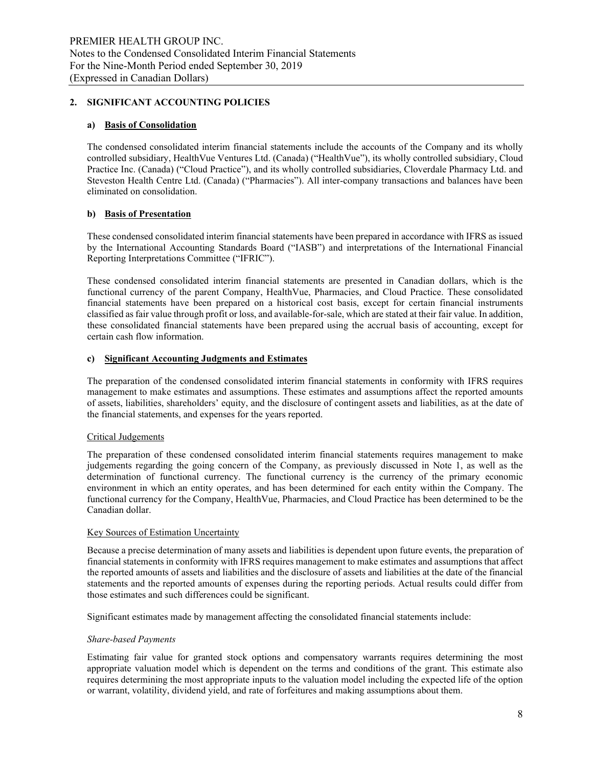## 2. SIGNIFICANT ACCOUNTING POLICIES

### a) Basis of Consolidation

The condensed consolidated interim financial statements include the accounts of the Company and its wholly controlled subsidiary, HealthVue Ventures Ltd. (Canada) ("HealthVue"), its wholly controlled subsidiary, Cloud Practice Inc. (Canada) ("Cloud Practice"), and its wholly controlled subsidiaries, Cloverdale Pharmacy Ltd. and Steveston Health Centre Ltd. (Canada) ("Pharmacies"). All inter-company transactions and balances have been eliminated on consolidation.

### b) Basis of Presentation

These condensed consolidated interim financial statements have been prepared in accordance with IFRS as issued by the International Accounting Standards Board ("IASB") and interpretations of the International Financial Reporting Interpretations Committee ("IFRIC").

These condensed consolidated interim financial statements are presented in Canadian dollars, which is the functional currency of the parent Company, HealthVue, Pharmacies, and Cloud Practice. These consolidated financial statements have been prepared on a historical cost basis, except for certain financial instruments classified as fair value through profit or loss, and available-for-sale, which are stated at their fair value. In addition, these consolidated financial statements have been prepared using the accrual basis of accounting, except for certain cash flow information.

### c) Significant Accounting Judgments and Estimates

The preparation of the condensed consolidated interim financial statements in conformity with IFRS requires management to make estimates and assumptions. These estimates and assumptions affect the reported amounts of assets, liabilities, shareholders' equity, and the disclosure of contingent assets and liabilities, as at the date of the financial statements, and expenses for the years reported.

Critical Judgements

The preparation of these condensed consolidated interim financial statements requires management to make judgements regarding the going concern of the Company, as previously discussed in Note 1, as well as the determination of functional currency. The functional currency is the currency of the primary economic environment in which an entity operates, and has been determined for each entity within the Company. The functional currency for the Company, HealthVue, Pharmacies, and Cloud Practice has been determined to be the Canadian dollar.

Key Sources of Estimation Uncertainty

Because a precise determination of many assets and liabilities is dependent upon future events, the preparation of financial statements in conformity with IFRS requires management to make estimates and assumptions that affect the reported amounts of assets and liabilities and the disclosure of assets and liabilities at the date of the financial statements and the reported amounts of expenses during the reporting periods. Actual results could differ from those estimates and such differences could be significant.

Significant estimates made by management affecting the consolidated financial statements include:

*Share-based Payments*

Estimating fair value for granted stock options and compensatory warrants requires determining the most appropriate valuation model which is dependent on the terms and conditions of the grant. This estimate also requires determining the most appropriate inputs to the valuation model including the expected life of the option or warrant, volatility, dividend yield, and rate of forfeitures and making assumptions about them.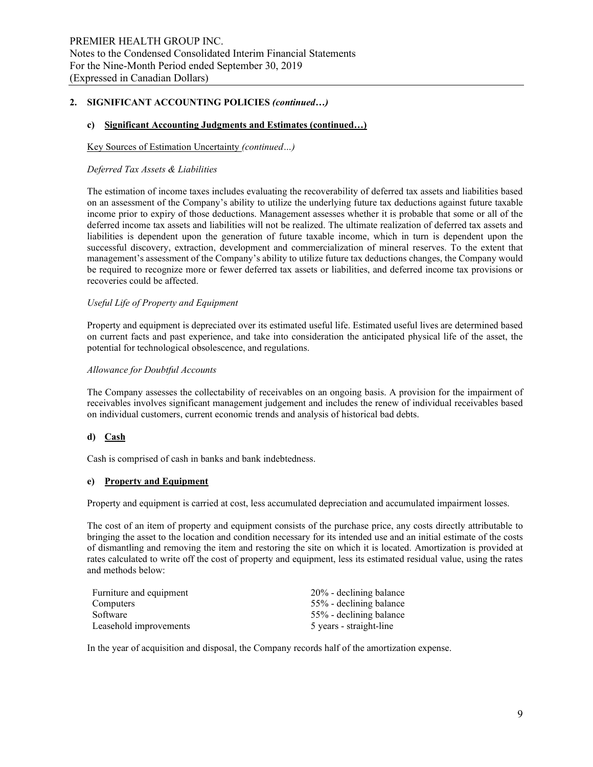## 2. SIGNIFICANT ACCOUNTING POLICIES *(continued…)*

### c) Significant Accounting Judgments and Estimates (continued…)

Key Sources of Estimation Uncertainty *(continued…)*

*Deferred Tax Assets & Liabilities*

The estimation of income taxes includes evaluating the recoverability of deferred tax assets and liabilities based on an assessment of the Company's ability to utilize the underlying future tax deductions against future taxable income prior to expiry of those deductions. Management assesses whether it is probable that some or all of the deferred income tax assets and liabilities will not be realized. The ultimate realization of deferred tax assets and liabilities is dependent upon the generation of future taxable income, which in turn is dependent upon the successful discovery, extraction, development and commercialization of mineral reserves. To the extent that management's assessment of the Company's ability to utilize future tax deductions changes, the Company would be required to recognize more or fewer deferred tax assets or liabilities, and deferred income tax provisions or recoveries could be affected.

*Useful Life of Property and Equipment*

Property and equipment is depreciated over its estimated useful life. Estimated useful lives are determined based on current facts and past experience, and take into consideration the anticipated physical life of the asset, the potential for technological obsolescence, and regulations.

*Allowance for Doubtful Accounts*

The Company assesses the collectability of receivables on an ongoing basis. A provision for the impairment of receivables involves significant management judgement and includes the renew of individual receivables based on individual customers, current economic trends and analysis of historical bad debts.

### d) Cash

Cash is comprised of cash in banks and bank indebtedness.

### e) Property and Equipment

Property and equipment is carried at cost, less accumulated depreciation and accumulated impairment losses.

The cost of an item of property and equipment consists of the purchase price, any costs directly attributable to bringing the asset to the location and condition necessary for its intended use and an initial estimate of the costs of dismantling and removing the item and restoring the site on which it is located. Amortization is provided at rates calculated to write off the cost of property and equipment, less its estimated residual value, using the rates and methods below:

| | |
|---|---|
| Furniture and equipment | 20% - declining balance |
| Computers | 55% - declining balance |
| Software | 55% - declining balance |
| Leasehold improvements | 5 years - straight-line |

In the year of acquisition and disposal, the Company records half of the amortization expense.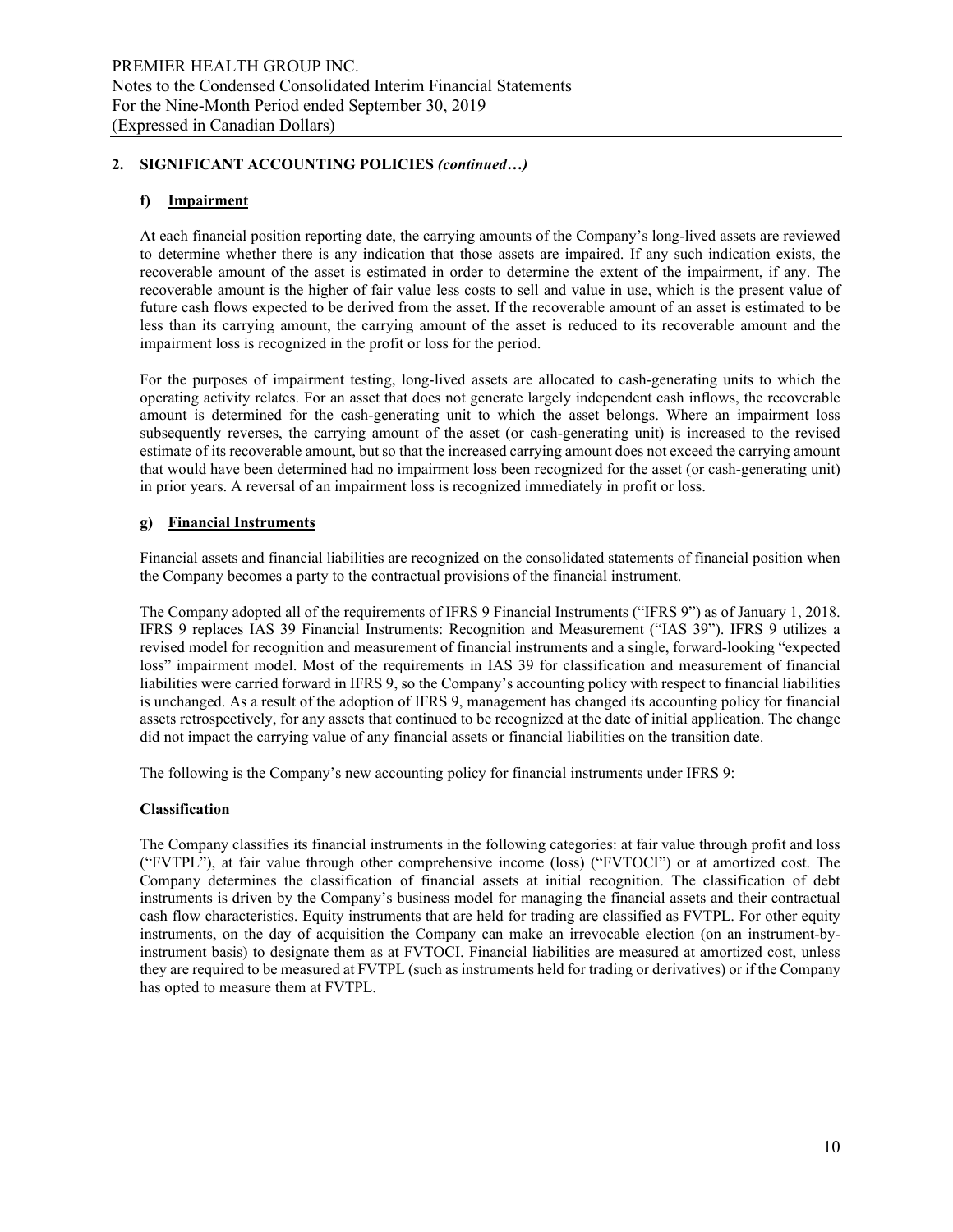## 2. SIGNIFICANT ACCOUNTING POLICIES *(continued…)*

### f) Impairment

At each financial position reporting date, the carrying amounts of the Company's long-lived assets are reviewed to determine whether there is any indication that those assets are impaired. If any such indication exists, the recoverable amount of the asset is estimated in order to determine the extent of the impairment, if any. The recoverable amount is the higher of fair value less costs to sell and value in use, which is the present value of future cash flows expected to be derived from the asset. If the recoverable amount of an asset is estimated to be less than its carrying amount, the carrying amount of the asset is reduced to its recoverable amount and the impairment loss is recognized in the profit or loss for the period.

For the purposes of impairment testing, long-lived assets are allocated to cash-generating units to which the operating activity relates. For an asset that does not generate largely independent cash inflows, the recoverable amount is determined for the cash-generating unit to which the asset belongs. Where an impairment loss subsequently reverses, the carrying amount of the asset (or cash-generating unit) is increased to the revised estimate of its recoverable amount, but so that the increased carrying amount does not exceed the carrying amount that would have been determined had no impairment loss been recognized for the asset (or cash-generating unit) in prior years. A reversal of an impairment loss is recognized immediately in profit or loss.

### g) Financial Instruments

Financial assets and financial liabilities are recognized on the consolidated statements of financial position when the Company becomes a party to the contractual provisions of the financial instrument.

The Company adopted all of the requirements of IFRS 9 Financial Instruments ("IFRS 9") as of January 1, 2018. IFRS 9 replaces IAS 39 Financial Instruments: Recognition and Measurement ("IAS 39"). IFRS 9 utilizes a revised model for recognition and measurement of financial instruments and a single, forward-looking "expected loss" impairment model. Most of the requirements in IAS 39 for classification and measurement of financial liabilities were carried forward in IFRS 9, so the Company's accounting policy with respect to financial liabilities is unchanged. As a result of the adoption of IFRS 9, management has changed its accounting policy for financial assets retrospectively, for any assets that continued to be recognized at the date of initial application. The change did not impact the carrying value of any financial assets or financial liabilities on the transition date.

The following is the Company's new accounting policy for financial instruments under IFRS 9:

**Classification**

The Company classifies its financial instruments in the following categories: at fair value through profit and loss ("FVTPL"), at fair value through other comprehensive income (loss) ("FVTOCI") or at amortized cost. The Company determines the classification of financial assets at initial recognition. The classification of debt instruments is driven by the Company's business model for managing the financial assets and their contractual cash flow characteristics. Equity instruments that are held for trading are classified as FVTPL. For other equity instruments, on the day of acquisition the Company can make an irrevocable election (on an instrument-by-instrument basis) to designate them as at FVTOCI. Financial liabilities are measured at amortized cost, unless they are required to be measured at FVTPL (such as instruments held for trading or derivatives) or if the Company has opted to measure them at FVTPL.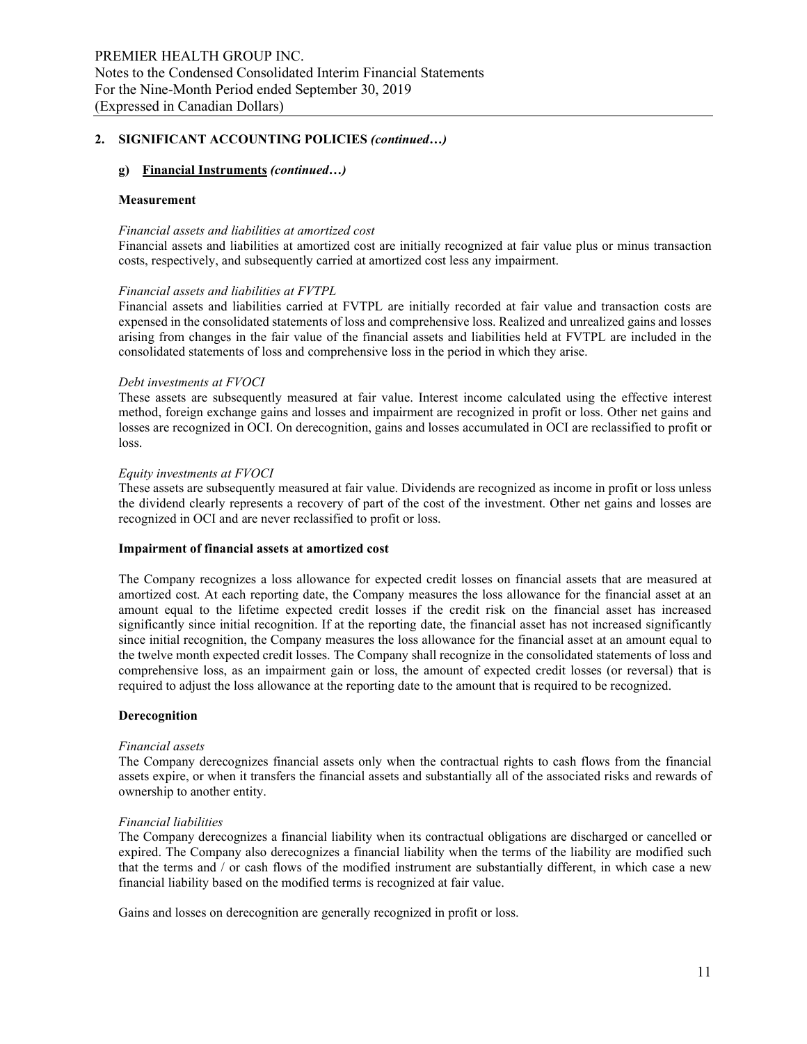## 2. SIGNIFICANT ACCOUNTING POLICIES *(continued…)*

### g) Financial Instruments *(continued…)*

**Measurement**

*Financial assets and liabilities at amortized cost*
Financial assets and liabilities at amortized cost are initially recognized at fair value plus or minus transaction costs, respectively, and subsequently carried at amortized cost less any impairment.

*Financial assets and liabilities at FVTPL*
Financial assets and liabilities carried at FVTPL are initially recorded at fair value and transaction costs are expensed in the consolidated statements of loss and comprehensive loss. Realized and unrealized gains and losses arising from changes in the fair value of the financial assets and liabilities held at FVTPL are included in the consolidated statements of loss and comprehensive loss in the period in which they arise.

*Debt investments at FVOCI*
These assets are subsequently measured at fair value. Interest income calculated using the effective interest method, foreign exchange gains and losses and impairment are recognized in profit or loss. Other net gains and losses are recognized in OCI. On derecognition, gains and losses accumulated in OCI are reclassified to profit or loss.

*Equity investments at FVOCI*
These assets are subsequently measured at fair value. Dividends are recognized as income in profit or loss unless the dividend clearly represents a recovery of part of the cost of the investment. Other net gains and losses are recognized in OCI and are never reclassified to profit or loss.

**Impairment of financial assets at amortized cost**

The Company recognizes a loss allowance for expected credit losses on financial assets that are measured at amortized cost. At each reporting date, the Company measures the loss allowance for the financial asset at an amount equal to the lifetime expected credit losses if the credit risk on the financial asset has increased significantly since initial recognition. If at the reporting date, the financial asset has not increased significantly since initial recognition, the Company measures the loss allowance for the financial asset at an amount equal to the twelve month expected credit losses. The Company shall recognize in the consolidated statements of loss and comprehensive loss, as an impairment gain or loss, the amount of expected credit losses (or reversal) that is required to adjust the loss allowance at the reporting date to the amount that is required to be recognized.

**Derecognition**

*Financial assets*
The Company derecognizes financial assets only when the contractual rights to cash flows from the financial assets expire, or when it transfers the financial assets and substantially all of the associated risks and rewards of ownership to another entity.

*Financial liabilities*
The Company derecognizes a financial liability when its contractual obligations are discharged or cancelled or expired. The Company also derecognizes a financial liability when the terms of the liability are modified such that the terms and / or cash flows of the modified instrument are substantially different, in which case a new financial liability based on the modified terms is recognized at fair value.

Gains and losses on derecognition are generally recognized in profit or loss.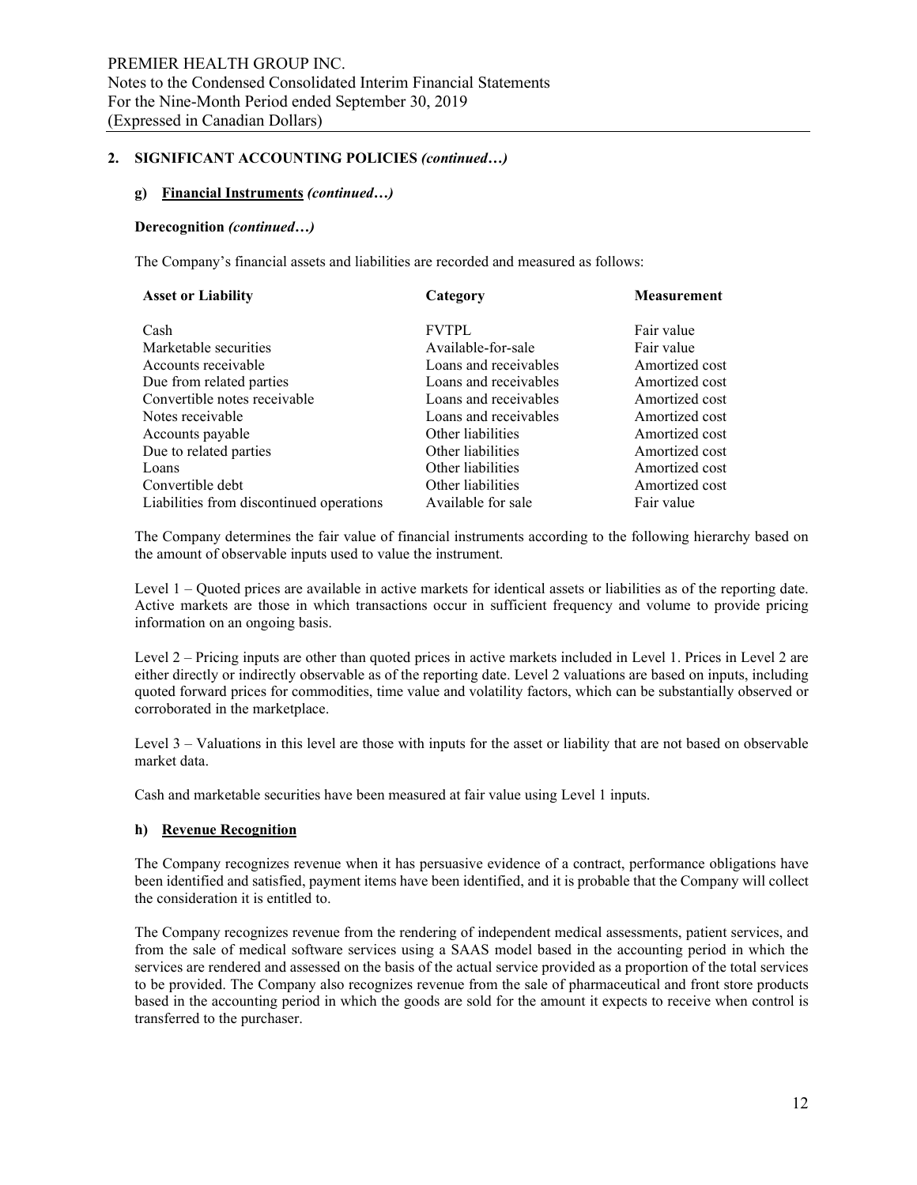## 2. SIGNIFICANT ACCOUNTING POLICIES *(continued…)*

### g) Financial Instruments *(continued…)*

**Derecognition *(continued…)***

The Company's financial assets and liabilities are recorded and measured as follows:

| Asset or Liability | Category | Measurement |
|---|---|---|
| Cash | FVTPL | Fair value |
| Marketable securities | Available-for-sale | Fair value |
| Accounts receivable | Loans and receivables | Amortized cost |
| Due from related parties | Loans and receivables | Amortized cost |
| Convertible notes receivable | Loans and receivables | Amortized cost |
| Notes receivable | Loans and receivables | Amortized cost |
| Accounts payable | Other liabilities | Amortized cost |
| Due to related parties | Other liabilities | Amortized cost |
| Loans | Other liabilities | Amortized cost |
| Convertible debt | Other liabilities | Amortized cost |
| Liabilities from discontinued operations | Available for sale | Fair value |

The Company determines the fair value of financial instruments according to the following hierarchy based on the amount of observable inputs used to value the instrument.

Level 1 – Quoted prices are available in active markets for identical assets or liabilities as of the reporting date. Active markets are those in which transactions occur in sufficient frequency and volume to provide pricing information on an ongoing basis.

Level 2 – Pricing inputs are other than quoted prices in active markets included in Level 1. Prices in Level 2 are either directly or indirectly observable as of the reporting date. Level 2 valuations are based on inputs, including quoted forward prices for commodities, time value and volatility factors, which can be substantially observed or corroborated in the marketplace.

Level 3 – Valuations in this level are those with inputs for the asset or liability that are not based on observable market data.

Cash and marketable securities have been measured at fair value using Level 1 inputs.

### h) Revenue Recognition

The Company recognizes revenue when it has persuasive evidence of a contract, performance obligations have been identified and satisfied, payment items have been identified, and it is probable that the Company will collect the consideration it is entitled to.

The Company recognizes revenue from the rendering of independent medical assessments, patient services, and from the sale of medical software services using a SAAS model based in the accounting period in which the services are rendered and assessed on the basis of the actual service provided as a proportion of the total services to be provided. The Company also recognizes revenue from the sale of pharmaceutical and front store products based in the accounting period in which the goods are sold for the amount it expects to receive when control is transferred to the purchaser.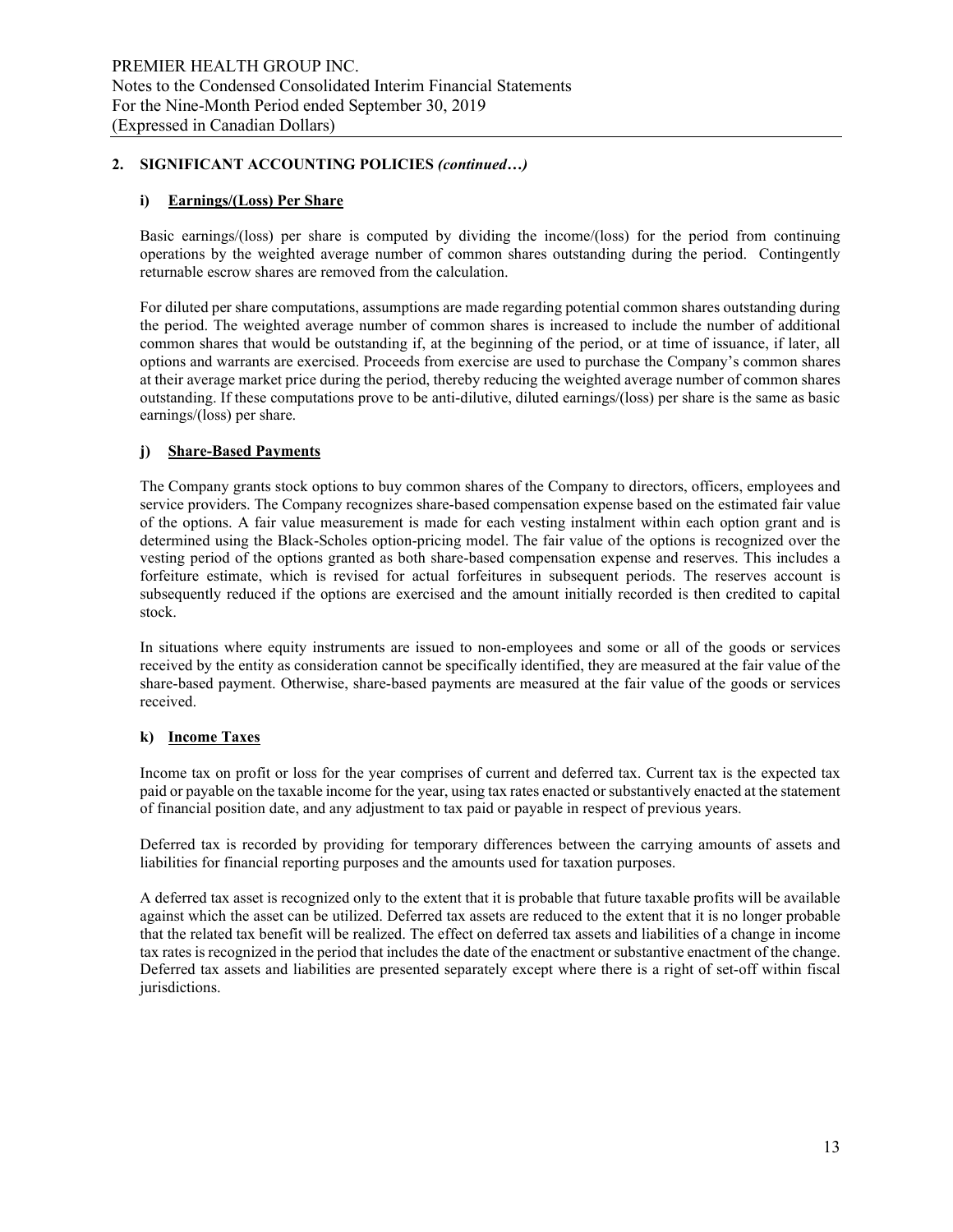## 2. SIGNIFICANT ACCOUNTING POLICIES *(continued…)*

### i) Earnings/(Loss) Per Share

Basic earnings/(loss) per share is computed by dividing the income/(loss) for the period from continuing operations by the weighted average number of common shares outstanding during the period. Contingently returnable escrow shares are removed from the calculation.

For diluted per share computations, assumptions are made regarding potential common shares outstanding during the period. The weighted average number of common shares is increased to include the number of additional common shares that would be outstanding if, at the beginning of the period, or at time of issuance, if later, all options and warrants are exercised. Proceeds from exercise are used to purchase the Company's common shares at their average market price during the period, thereby reducing the weighted average number of common shares outstanding. If these computations prove to be anti-dilutive, diluted earnings/(loss) per share is the same as basic earnings/(loss) per share.

### j) Share-Based Payments

The Company grants stock options to buy common shares of the Company to directors, officers, employees and service providers. The Company recognizes share-based compensation expense based on the estimated fair value of the options. A fair value measurement is made for each vesting instalment within each option grant and is determined using the Black-Scholes option-pricing model. The fair value of the options is recognized over the vesting period of the options granted as both share-based compensation expense and reserves. This includes a forfeiture estimate, which is revised for actual forfeitures in subsequent periods. The reserves account is subsequently reduced if the options are exercised and the amount initially recorded is then credited to capital stock.

In situations where equity instruments are issued to non-employees and some or all of the goods or services received by the entity as consideration cannot be specifically identified, they are measured at the fair value of the share-based payment. Otherwise, share-based payments are measured at the fair value of the goods or services received.

### k) Income Taxes

Income tax on profit or loss for the year comprises of current and deferred tax. Current tax is the expected tax paid or payable on the taxable income for the year, using tax rates enacted or substantively enacted at the statement of financial position date, and any adjustment to tax paid or payable in respect of previous years.

Deferred tax is recorded by providing for temporary differences between the carrying amounts of assets and liabilities for financial reporting purposes and the amounts used for taxation purposes.

A deferred tax asset is recognized only to the extent that it is probable that future taxable profits will be available against which the asset can be utilized. Deferred tax assets are reduced to the extent that it is no longer probable that the related tax benefit will be realized. The effect on deferred tax assets and liabilities of a change in income tax rates is recognized in the period that includes the date of the enactment or substantive enactment of the change. Deferred tax assets and liabilities are presented separately except where there is a right of set-off within fiscal jurisdictions.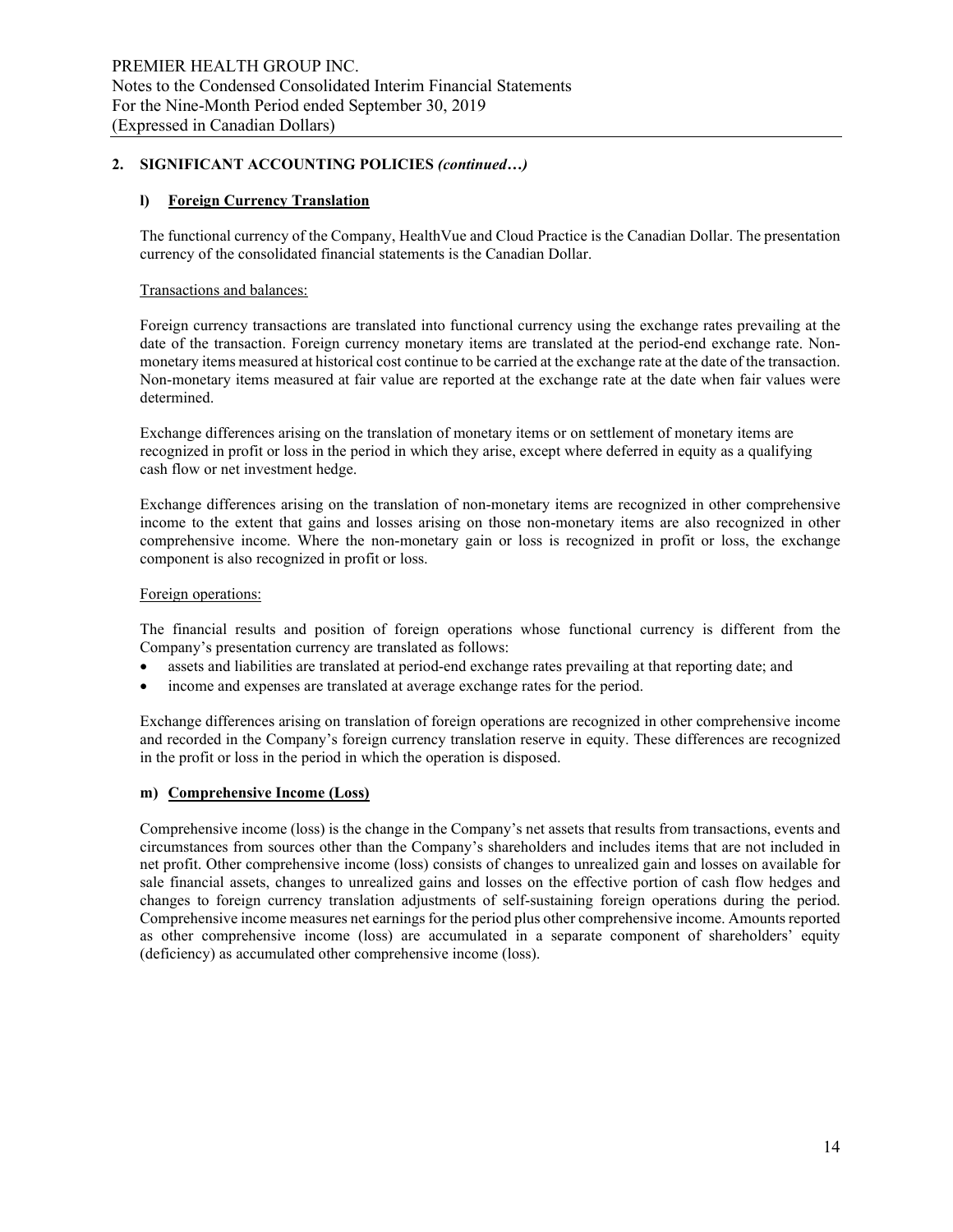## 2. SIGNIFICANT ACCOUNTING POLICIES *(continued…)*

### l) Foreign Currency Translation

The functional currency of the Company, HealthVue and Cloud Practice is the Canadian Dollar. The presentation currency of the consolidated financial statements is the Canadian Dollar.

Transactions and balances:

Foreign currency transactions are translated into functional currency using the exchange rates prevailing at the date of the transaction. Foreign currency monetary items are translated at the period-end exchange rate. Non-monetary items measured at historical cost continue to be carried at the exchange rate at the date of the transaction. Non-monetary items measured at fair value are reported at the exchange rate at the date when fair values were determined.

Exchange differences arising on the translation of monetary items or on settlement of monetary items are recognized in profit or loss in the period in which they arise, except where deferred in equity as a qualifying cash flow or net investment hedge.

Exchange differences arising on the translation of non-monetary items are recognized in other comprehensive income to the extent that gains and losses arising on those non-monetary items are also recognized in other comprehensive income. Where the non-monetary gain or loss is recognized in profit or loss, the exchange component is also recognized in profit or loss.

Foreign operations:

The financial results and position of foreign operations whose functional currency is different from the Company's presentation currency are translated as follows:

- assets and liabilities are translated at period-end exchange rates prevailing at that reporting date; and
- income and expenses are translated at average exchange rates for the period.

Exchange differences arising on translation of foreign operations are recognized in other comprehensive income and recorded in the Company's foreign currency translation reserve in equity. These differences are recognized in the profit or loss in the period in which the operation is disposed.

### m) Comprehensive Income (Loss)

Comprehensive income (loss) is the change in the Company's net assets that results from transactions, events and circumstances from sources other than the Company's shareholders and includes items that are not included in net profit. Other comprehensive income (loss) consists of changes to unrealized gain and losses on available for sale financial assets, changes to unrealized gains and losses on the effective portion of cash flow hedges and changes to foreign currency translation adjustments of self-sustaining foreign operations during the period. Comprehensive income measures net earnings for the period plus other comprehensive income. Amounts reported as other comprehensive income (loss) are accumulated in a separate component of shareholders' equity (deficiency) as accumulated other comprehensive income (loss).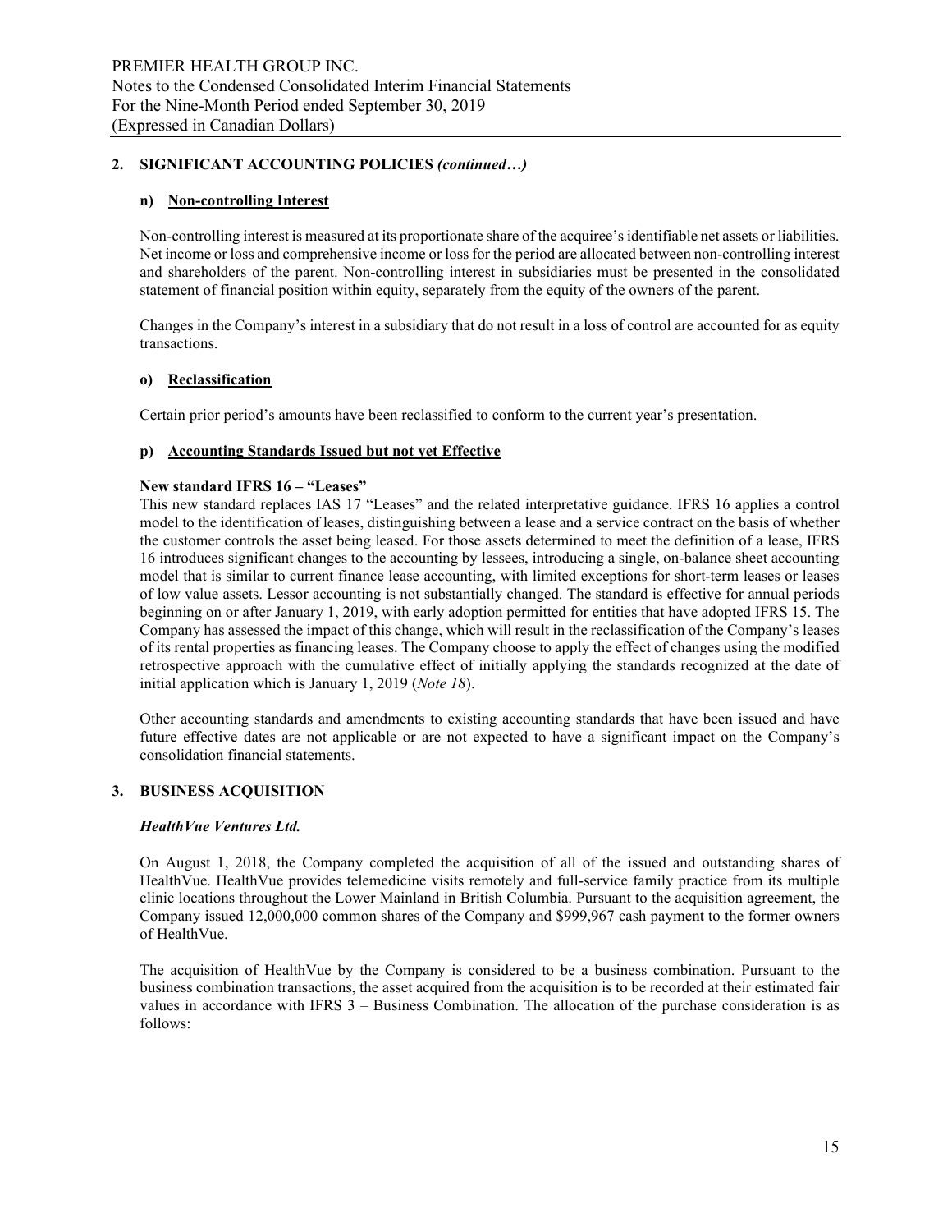## 2. SIGNIFICANT ACCOUNTING POLICIES *(continued…)*

### n) Non-controlling Interest

Non-controlling interest is measured at its proportionate share of the acquiree's identifiable net assets or liabilities. Net income or loss and comprehensive income or loss for the period are allocated between non-controlling interest and shareholders of the parent. Non-controlling interest in subsidiaries must be presented in the consolidated statement of financial position within equity, separately from the equity of the owners of the parent.

Changes in the Company's interest in a subsidiary that do not result in a loss of control are accounted for as equity transactions.

### o) Reclassification

Certain prior period's amounts have been reclassified to conform to the current year's presentation.

### p) Accounting Standards Issued but not yet Effective

**New standard IFRS 16 – "Leases"**

This new standard replaces IAS 17 "Leases" and the related interpretative guidance. IFRS 16 applies a control model to the identification of leases, distinguishing between a lease and a service contract on the basis of whether the customer controls the asset being leased. For those assets determined to meet the definition of a lease, IFRS 16 introduces significant changes to the accounting by lessees, introducing a single, on-balance sheet accounting model that is similar to current finance lease accounting, with limited exceptions for short-term leases or leases of low value assets. Lessor accounting is not substantially changed. The standard is effective for annual periods beginning on or after January 1, 2019, with early adoption permitted for entities that have adopted IFRS 15. The Company has assessed the impact of this change, which will result in the reclassification of the Company's leases of its rental properties as financing leases. The Company choose to apply the effect of changes using the modified retrospective approach with the cumulative effect of initially applying the standards recognized at the date of initial application which is January 1, 2019 (*Note 18*).

Other accounting standards and amendments to existing accounting standards that have been issued and have future effective dates are not applicable or are not expected to have a significant impact on the Company's consolidation financial statements.

## 3. BUSINESS ACQUISITION

***HealthVue Ventures Ltd.***

On August 1, 2018, the Company completed the acquisition of all of the issued and outstanding shares of HealthVue. HealthVue provides telemedicine visits remotely and full-service family practice from its multiple clinic locations throughout the Lower Mainland in British Columbia. Pursuant to the acquisition agreement, the Company issued 12,000,000 common shares of the Company and $999,967 cash payment to the former owners of HealthVue.

The acquisition of HealthVue by the Company is considered to be a business combination. Pursuant to the business combination transactions, the asset acquired from the acquisition is to be recorded at their estimated fair values in accordance with IFRS 3 – Business Combination. The allocation of the purchase consideration is as follows: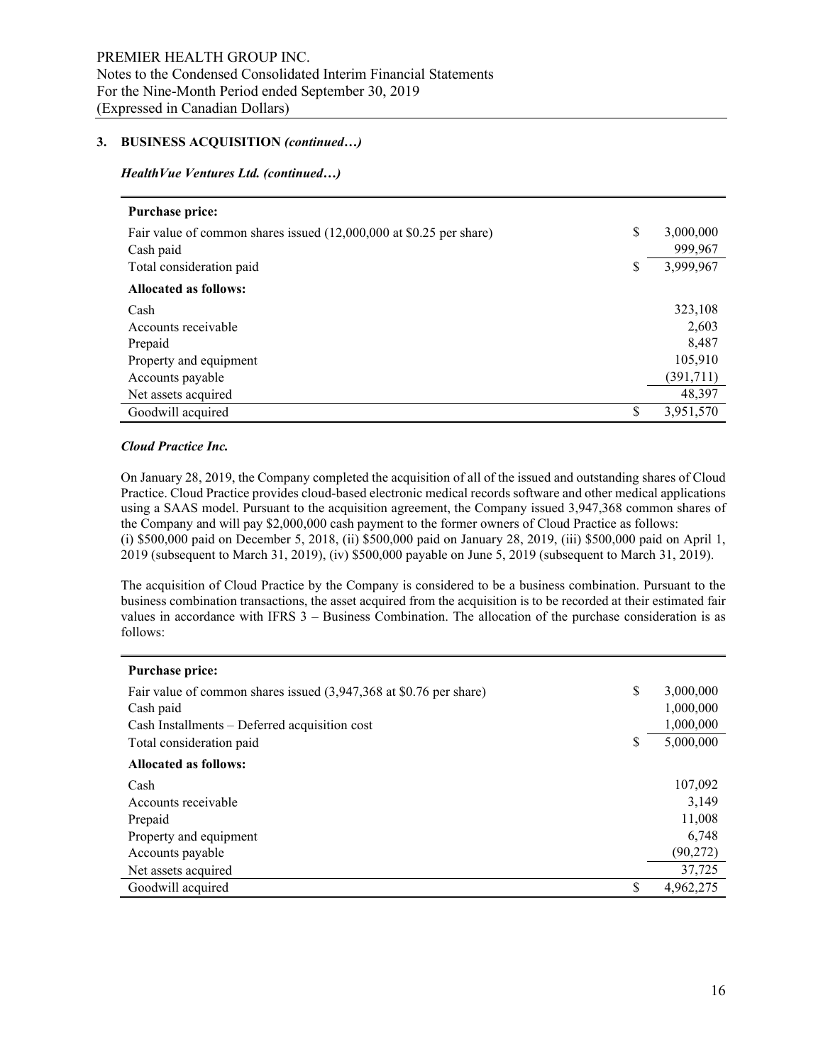### 3. BUSINESS ACQUISITION *(continued…)*

***HealthVue Ventures Ltd. (continued…)***

| **Purchase price:** | | |
|---|---|---|
| Fair value of common shares issued (12,000,000 at $0.25 per share) | $ | 3,000,000 |
| Cash paid | | 999,967 |
| Total consideration paid | $ | 3,999,967 |
| **Allocated as follows:** | | |
| Cash | | 323,108 |
| Accounts receivable | | 2,603 |
| Prepaid | | 8,487 |
| Property and equipment | | 105,910 |
| Accounts payable | | (391,711) |
| Net assets acquired | | 48,397 |
| Goodwill acquired | $ | 3,951,570 |

***Cloud Practice Inc.***

On January 28, 2019, the Company completed the acquisition of all of the issued and outstanding shares of Cloud Practice. Cloud Practice provides cloud-based electronic medical records software and other medical applications using a SAAS model. Pursuant to the acquisition agreement, the Company issued 3,947,368 common shares of the Company and will pay $2,000,000 cash payment to the former owners of Cloud Practice as follows: (i) $500,000 paid on December 5, 2018, (ii) $500,000 paid on January 28, 2019, (iii) $500,000 paid on April 1, 2019 (subsequent to March 31, 2019), (iv) $500,000 payable on June 5, 2019 (subsequent to March 31, 2019).

The acquisition of Cloud Practice by the Company is considered to be a business combination. Pursuant to the business combination transactions, the asset acquired from the acquisition is to be recorded at their estimated fair values in accordance with IFRS 3 – Business Combination. The allocation of the purchase consideration is as follows:

| **Purchase price:** | | |
|---|---|---|
| Fair value of common shares issued (3,947,368 at $0.76 per share) | $ | 3,000,000 |
| Cash paid | | 1,000,000 |
| Cash Installments – Deferred acquisition cost | | 1,000,000 |
| Total consideration paid | $ | 5,000,000 |
| **Allocated as follows:** | | |
| Cash | | 107,092 |
| Accounts receivable | | 3,149 |
| Prepaid | | 11,008 |
| Property and equipment | | 6,748 |
| Accounts payable | | (90,272) |
| Net assets acquired | | 37,725 |
| Goodwill acquired | $ | 4,962,275 |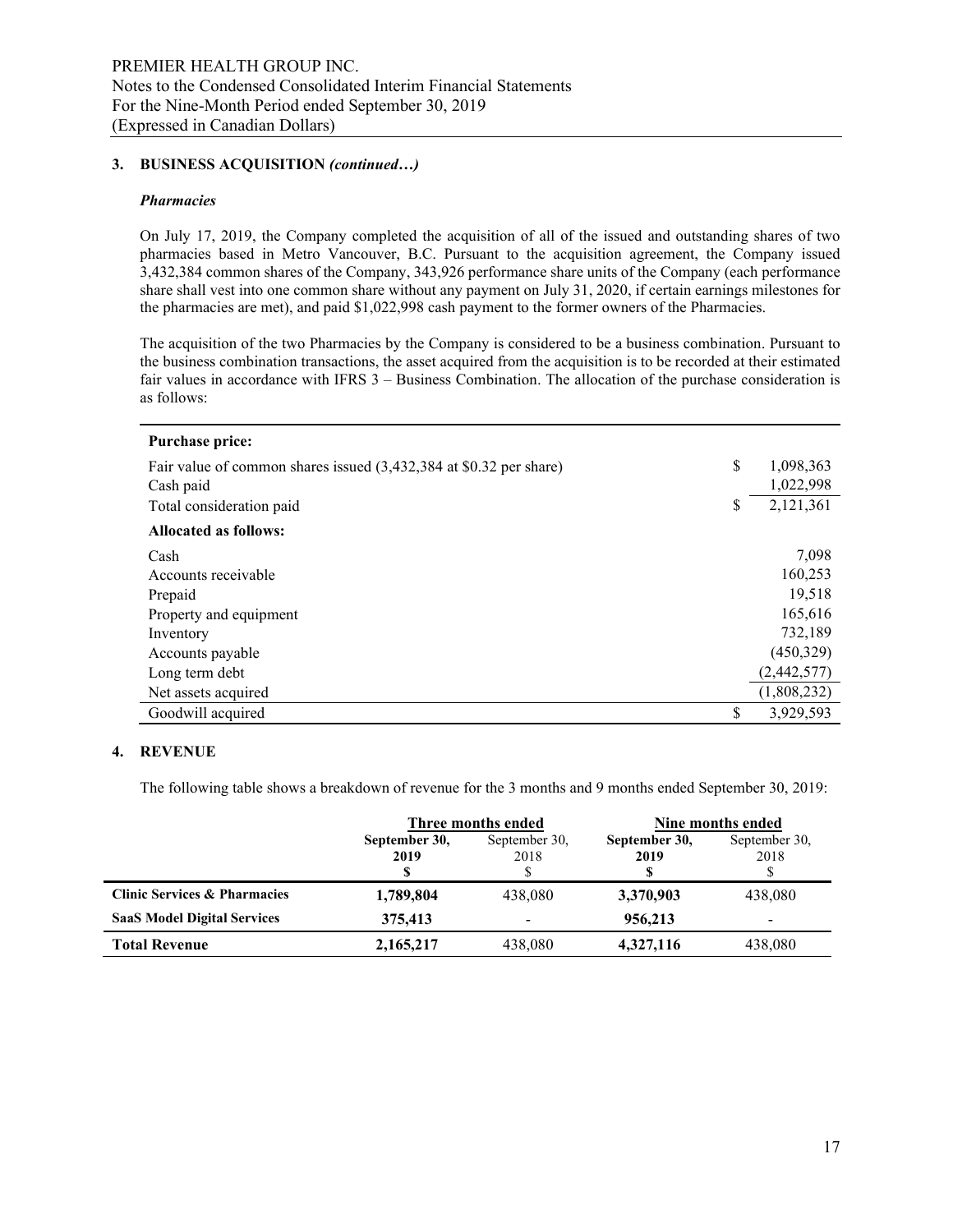### 3. BUSINESS ACQUISITION *(continued…)*

***Pharmacies***

On July 17, 2019, the Company completed the acquisition of all of the issued and outstanding shares of two pharmacies based in Metro Vancouver, B.C. Pursuant to the acquisition agreement, the Company issued 3,432,384 common shares of the Company, 343,926 performance share units of the Company (each performance share shall vest into one common share without any payment on July 31, 2020, if certain earnings milestones for the pharmacies are met), and paid $1,022,998 cash payment to the former owners of the Pharmacies.

The acquisition of the two Pharmacies by the Company is considered to be a business combination. Pursuant to the business combination transactions, the asset acquired from the acquisition is to be recorded at their estimated fair values in accordance with IFRS 3 – Business Combination. The allocation of the purchase consideration is as follows:

| | | |
|---|---|---|
| **Purchase price:** | | |
| Fair value of common shares issued (3,432,384 at $0.32 per share) | $ | 1,098,363 |
| Cash paid | | 1,022,998 |
| Total consideration paid | $ | 2,121,361 |
| **Allocated as follows:** | | |
| Cash | | 7,098 |
| Accounts receivable | | 160,253 |
| Prepaid | | 19,518 |
| Property and equipment | | 165,616 |
| Inventory | | 732,189 |
| Accounts payable | | (450,329) |
| Long term debt | | (2,442,577) |
| Net assets acquired | | (1,808,232) |
| Goodwill acquired | $ | 3,929,593 |

### 4. REVENUE

The following table shows a breakdown of revenue for the 3 months and 9 months ended September 30, 2019:

| | **Three months ended** | | **Nine months ended** | |
|---|---|---|---|---|
| | **September 30, 2019 $** | September 30, 2018 $ | **September 30, 2019 $** | September 30, 2018 $ |
| **Clinic Services & Pharmacies** | **1,789,804** | 438,080 | **3,370,903** | 438,080 |
| **SaaS Model Digital Services** | **375,413** | - | **956,213** | - |
| **Total Revenue** | **2,165,217** | 438,080 | **4,327,116** | 438,080 |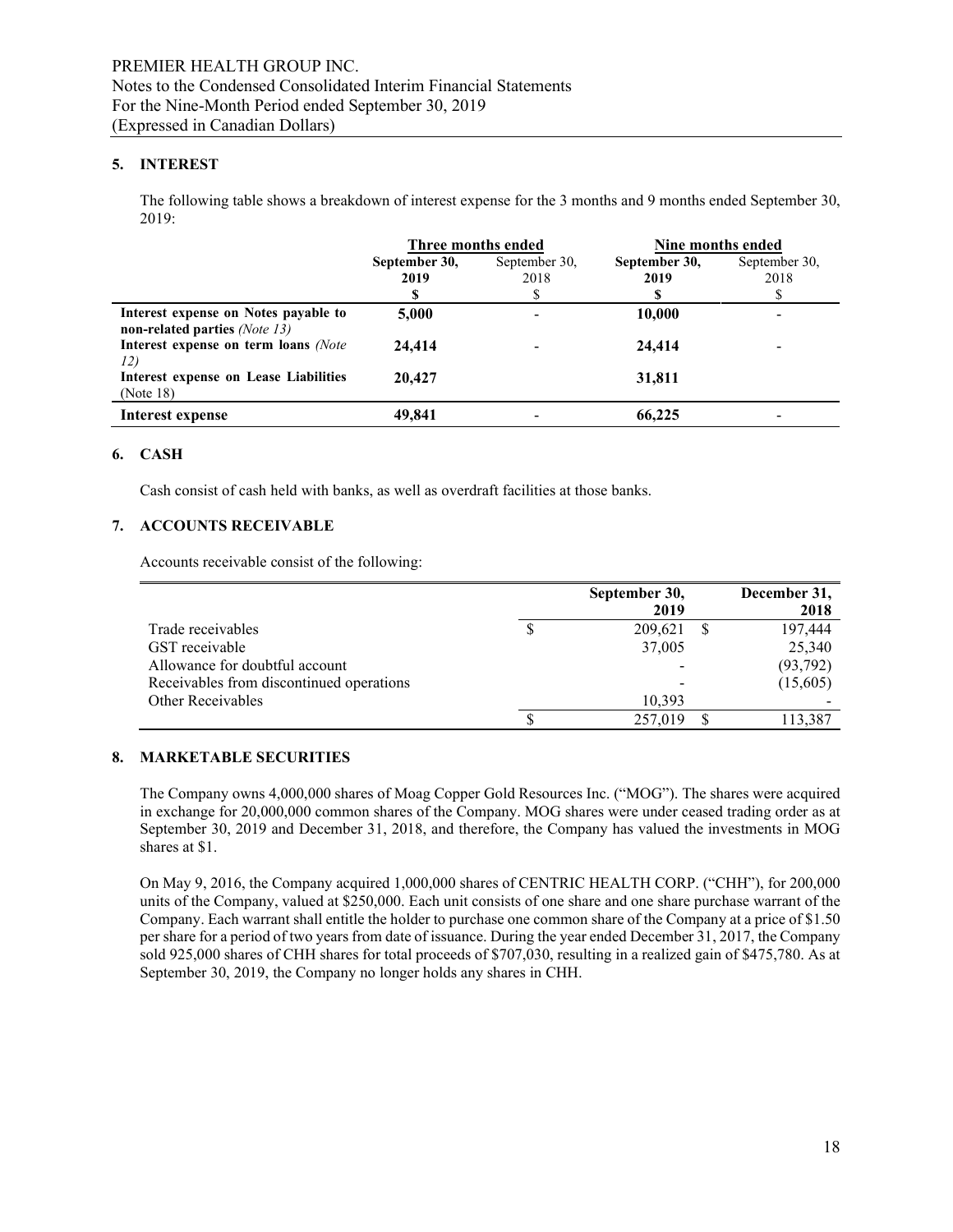## 5. INTEREST

The following table shows a breakdown of interest expense for the 3 months and 9 months ended September 30, 2019:

| | Three months ended | | Nine months ended | |
|---|---|---|---|---|
| | **September 30, 2019** | September 30, 2018 | **September 30, 2019** | September 30, 2018 |
| | **$** | $ | **$** | $ |
| **Interest expense on Notes payable to non-related parties** *(Note 13)* | **5,000** | - | **10,000** | - |
| **Interest expense on term loans** *(Note 12)* | **24,414** | - | **24,414** | - |
| **Interest expense on Lease Liabilities** (Note 18) | **20,427** | | **31,811** | |
| **Interest expense** | **49,841** | - | **66,225** | - |

## 6. CASH

Cash consist of cash held with banks, as well as overdraft facilities at those banks.

## 7. ACCOUNTS RECEIVABLE

Accounts receivable consist of the following:

| | September 30, 2019 | December 31, 2018 |
|---|---|---|
| Trade receivables | $ 209,621 | $ 197,444 |
| GST receivable | 37,005 | 25,340 |
| Allowance for doubtful account | - | (93,792) |
| Receivables from discontinued operations | - | (15,605) |
| Other Receivables | 10,393 | - |
| | $ 257,019 | $ 113,387 |

## 8. MARKETABLE SECURITIES

The Company owns 4,000,000 shares of Moag Copper Gold Resources Inc. ("MOG"). The shares were acquired in exchange for 20,000,000 common shares of the Company. MOG shares were under ceased trading order as at September 30, 2019 and December 31, 2018, and therefore, the Company has valued the investments in MOG shares at $1.

On May 9, 2016, the Company acquired 1,000,000 shares of CENTRIC HEALTH CORP. ("CHH"), for 200,000 units of the Company, valued at $250,000. Each unit consists of one share and one share purchase warrant of the Company. Each warrant shall entitle the holder to purchase one common share of the Company at a price of $1.50 per share for a period of two years from date of issuance. During the year ended December 31, 2017, the Company sold 925,000 shares of CHH shares for total proceeds of $707,030, resulting in a realized gain of $475,780. As at September 30, 2019, the Company no longer holds any shares in CHH.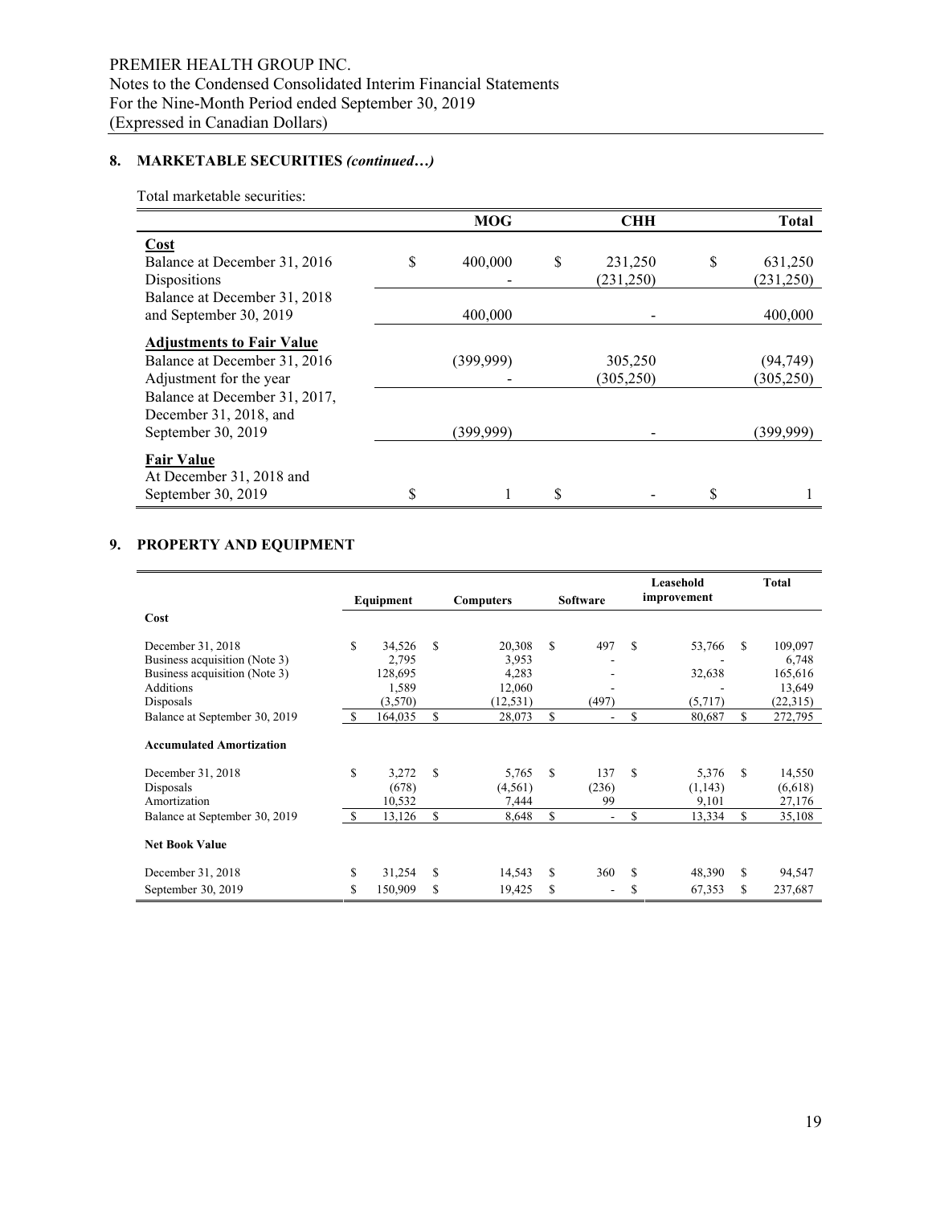## 8. MARKETABLE SECURITIES *(continued…)*

Total marketable securities:

| | MOG | CHH | Total |
|---|---|---|---|
| **Cost** | | | |
| Balance at December 31, 2016 | $ 400,000 | $ 231,250 | $ 631,250 |
| Dispositions | - | (231,250) | (231,250) |
| Balance at December 31, 2018 and September 30, 2019 | 400,000 | - | 400,000 |
| **Adjustments to Fair Value** | | | |
| Balance at December 31, 2016 | (399,999) | 305,250 | (94,749) |
| Adjustment for the year | - | (305,250) | (305,250) |
| Balance at December 31, 2017, December 31, 2018, and September 30, 2019 | (399,999) | - | (399,999) |
| **Fair Value** | | | |
| At December 31, 2018 and September 30, 2019 | $ 1 | $ - | $ 1 |

## 9. PROPERTY AND EQUIPMENT

| | Equipment | Computers | Software | Leasehold improvement | Total |
|---|---|---|---|---|---|
| **Cost** | | | | | |
| December 31, 2018 | $ 34,526 | $ 20,308 | $ 497 | $ 53,766 | $ 109,097 |
| Business acquisition (Note 3) | 2,795 | 3,953 | - | - | 6,748 |
| Business acquisition (Note 3) | 128,695 | 4,283 | - | 32,638 | 165,616 |
| Additions | 1,589 | 12,060 | - | - | 13,649 |
| Disposals | (3,570) | (12,531) | (497) | (5,717) | (22,315) |
| Balance at September 30, 2019 | $ 164,035 | $ 28,073 | $ - | $ 80,687 | $ 272,795 |
| **Accumulated Amortization** | | | | | |
| December 31, 2018 | $ 3,272 | $ 5,765 | $ 137 | $ 5,376 | $ 14,550 |
| Disposals | (678) | (4,561) | (236) | (1,143) | (6,618) |
| Amortization | 10,532 | 7,444 | 99 | 9,101 | 27,176 |
| Balance at September 30, 2019 | $ 13,126 | $ 8,648 | $ - | $ 13,334 | $ 35,108 |
| **Net Book Value** | | | | | |
| December 31, 2018 | $ 31,254 | $ 14,543 | $ 360 | $ 48,390 | $ 94,547 |
| September 30, 2019 | $ 150,909 | $ 19,425 | $ - | $ 67,353 | $ 237,687 |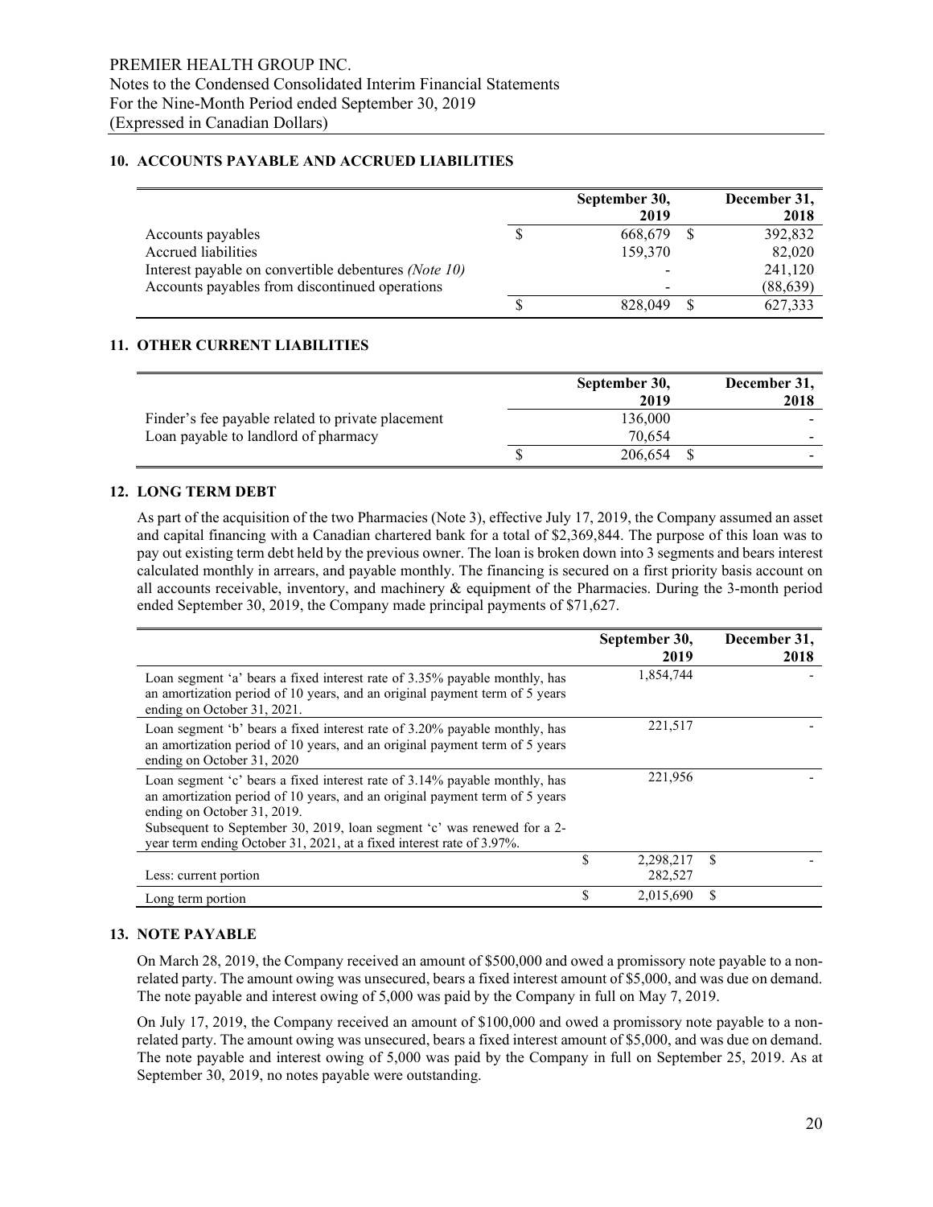## 10. ACCOUNTS PAYABLE AND ACCRUED LIABILITIES

| | September 30, 2019 | December 31, 2018 |
|---|---|---|
| Accounts payables | $ 668,679 | $ 392,832 |
| Accrued liabilities | 159,370 | 82,020 |
| Interest payable on convertible debentures *(Note 10)* | - | 241,120 |
| Accounts payables from discontinued operations | - | (88,639) |
| | $ 828,049 | $ 627,333 |

## 11. OTHER CURRENT LIABILITIES

| | September 30, 2019 | December 31, 2018 |
|---|---|---|
| Finder's fee payable related to private placement | 136,000 | - |
| Loan payable to landlord of pharmacy | 70,654 | - |
| | $ 206,654 | $ - |

## 12. LONG TERM DEBT

As part of the acquisition of the two Pharmacies (Note 3), effective July 17, 2019, the Company assumed an asset and capital financing with a Canadian chartered bank for a total of $2,369,844. The purpose of this loan was to pay out existing term debt held by the previous owner. The loan is broken down into 3 segments and bears interest calculated monthly in arrears, and payable monthly. The financing is secured on a first priority basis account on all accounts receivable, inventory, and machinery & equipment of the Pharmacies. During the 3-month period ended September 30, 2019, the Company made principal payments of $71,627.

| | September 30, 2019 | December 31, 2018 |
|---|---|---|
| Loan segment 'a' bears a fixed interest rate of 3.35% payable monthly, has an amortization period of 10 years, and an original payment term of 5 years ending on October 31, 2021. | 1,854,744 | - |
| Loan segment 'b' bears a fixed interest rate of 3.20% payable monthly, has an amortization period of 10 years, and an original payment term of 5 years ending on October 31, 2020 | 221,517 | - |
| Loan segment 'c' bears a fixed interest rate of 3.14% payable monthly, has an amortization period of 10 years, and an original payment term of 5 years ending on October 31, 2019. Subsequent to September 30, 2019, loan segment 'c' was renewed for a 2-year term ending October 31, 2021, at a fixed interest rate of 3.97%. | 221,956 | - |
| | $ 2,298,217 | $ - |
| Less: current portion | 282,527 | |
| Long term portion | $ 2,015,690 | $ |

## 13. NOTE PAYABLE

On March 28, 2019, the Company received an amount of $500,000 and owed a promissory note payable to a non-related party. The amount owing was unsecured, bears a fixed interest amount of $5,000, and was due on demand. The note payable and interest owing of 5,000 was paid by the Company in full on May 7, 2019.

On July 17, 2019, the Company received an amount of $100,000 and owed a promissory note payable to a non-related party. The amount owing was unsecured, bears a fixed interest amount of $5,000, and was due on demand. The note payable and interest owing of 5,000 was paid by the Company in full on September 25, 2019. As at September 30, 2019, no notes payable were outstanding.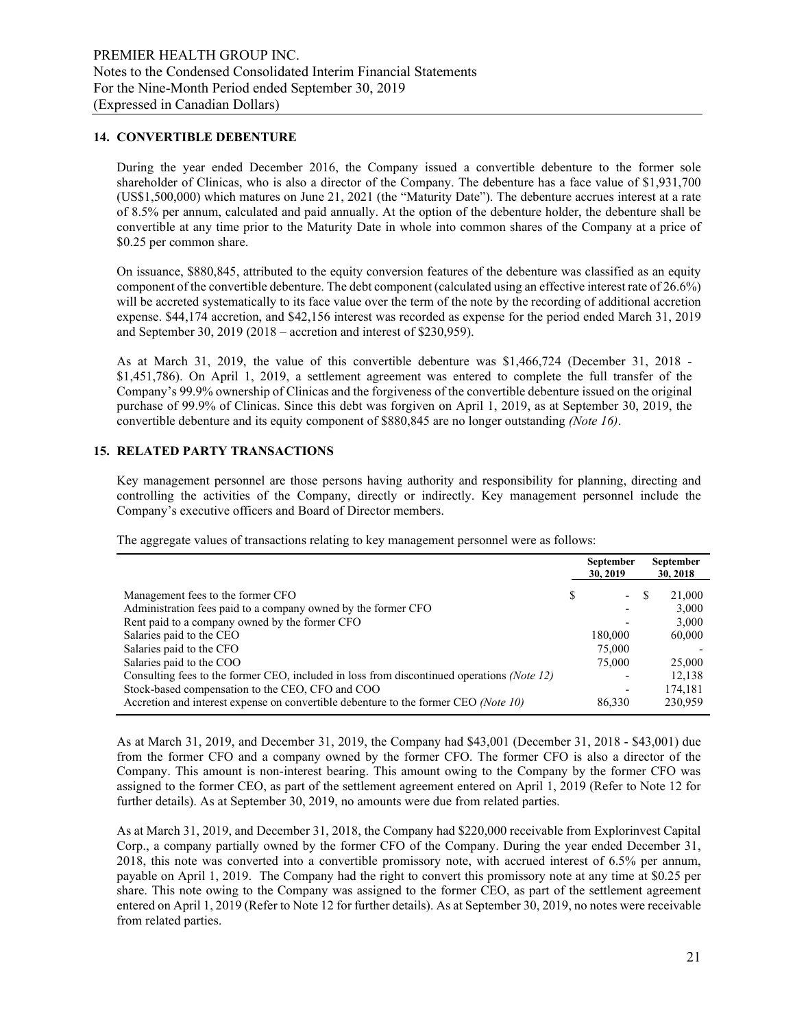## 14. CONVERTIBLE DEBENTURE

During the year ended December 2016, the Company issued a convertible debenture to the former sole shareholder of Clinicas, who is also a director of the Company. The debenture has a face value of $1,931,700 (US$1,500,000) which matures on June 21, 2021 (the "Maturity Date"). The debenture accrues interest at a rate of 8.5% per annum, calculated and paid annually. At the option of the debenture holder, the debenture shall be convertible at any time prior to the Maturity Date in whole into common shares of the Company at a price of $0.25 per common share.

On issuance, $880,845, attributed to the equity conversion features of the debenture was classified as an equity component of the convertible debenture. The debt component (calculated using an effective interest rate of 26.6%) will be accreted systematically to its face value over the term of the note by the recording of additional accretion expense. $44,174 accretion, and $42,156 interest was recorded as expense for the period ended March 31, 2019 and September 30, 2019 (2018 – accretion and interest of $230,959).

As at March 31, 2019, the value of this convertible debenture was $1,466,724 (December 31, 2018 - $1,451,786). On April 1, 2019, a settlement agreement was entered to complete the full transfer of the Company's 99.9% ownership of Clinicas and the forgiveness of the convertible debenture issued on the original purchase of 99.9% of Clinicas. Since this debt was forgiven on April 1, 2019, as at September 30, 2019, the convertible debenture and its equity component of $880,845 are no longer outstanding *(Note 16)*.

## 15. RELATED PARTY TRANSACTIONS

Key management personnel are those persons having authority and responsibility for planning, directing and controlling the activities of the Company, directly or indirectly. Key management personnel include the Company's executive officers and Board of Director members.

The aggregate values of transactions relating to key management personnel were as follows:

| | September 30, 2019 | September 30, 2018 |
|---|---|---|
| Management fees to the former CFO | $ - | $ 21,000 |
| Administration fees paid to a company owned by the former CFO | - | 3,000 |
| Rent paid to a company owned by the former CFO | - | 3,000 |
| Salaries paid to the CEO | 180,000 | 60,000 |
| Salaries paid to the CFO | 75,000 | - |
| Salaries paid to the COO | 75,000 | 25,000 |
| Consulting fees to the former CEO, included in loss from discontinued operations *(Note 12)* | - | 12,138 |
| Stock-based compensation to the CEO, CFO and COO | - | 174,181 |
| Accretion and interest expense on convertible debenture to the former CEO *(Note 10)* | 86,330 | 230,959 |

As at March 31, 2019, and December 31, 2019, the Company had $43,001 (December 31, 2018 - $43,001) due from the former CFO and a company owned by the former CFO. The former CFO is also a director of the Company. This amount is non-interest bearing. This amount owing to the Company by the former CFO was assigned to the former CEO, as part of the settlement agreement entered on April 1, 2019 (Refer to Note 12 for further details). As at September 30, 2019, no amounts were due from related parties.

As at March 31, 2019, and December 31, 2018, the Company had $220,000 receivable from Explorinvest Capital Corp., a company partially owned by the former CFO of the Company. During the year ended December 31, 2018, this note was converted into a convertible promissory note, with accrued interest of 6.5% per annum, payable on April 1, 2019. The Company had the right to convert this promissory note at any time at $0.25 per share. This note owing to the Company was assigned to the former CEO, as part of the settlement agreement entered on April 1, 2019 (Refer to Note 12 for further details). As at September 30, 2019, no notes were receivable from related parties.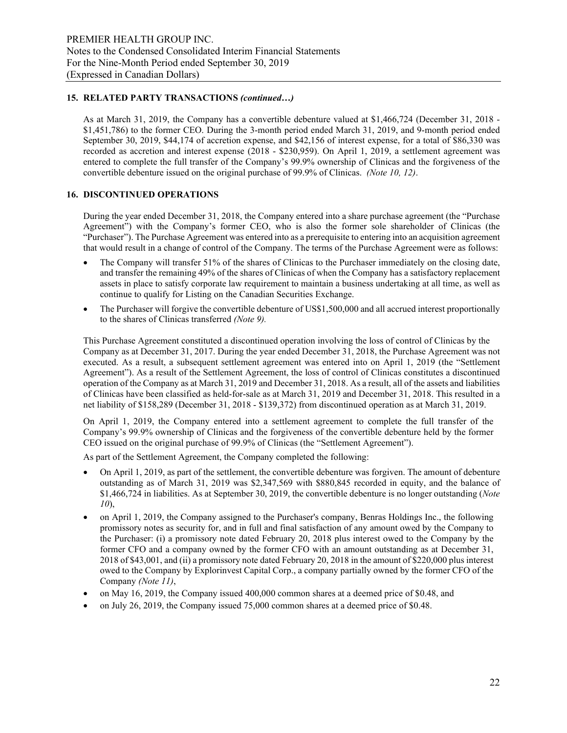## 15. RELATED PARTY TRANSACTIONS *(continued…)*

As at March 31, 2019, the Company has a convertible debenture valued at $1,466,724 (December 31, 2018 - $1,451,786) to the former CEO. During the 3-month period ended March 31, 2019, and 9-month period ended September 30, 2019, $44,174 of accretion expense, and $42,156 of interest expense, for a total of $86,330 was recorded as accretion and interest expense (2018 - $230,959). On April 1, 2019, a settlement agreement was entered to complete the full transfer of the Company's 99.9% ownership of Clinicas and the forgiveness of the convertible debenture issued on the original purchase of 99.9% of Clinicas. *(Note 10, 12)*.

## 16. DISCONTINUED OPERATIONS

During the year ended December 31, 2018, the Company entered into a share purchase agreement (the "Purchase Agreement") with the Company's former CEO, who is also the former sole shareholder of Clinicas (the "Purchaser"). The Purchase Agreement was entered into as a prerequisite to entering into an acquisition agreement that would result in a change of control of the Company. The terms of the Purchase Agreement were as follows:

- The Company will transfer 51% of the shares of Clinicas to the Purchaser immediately on the closing date, and transfer the remaining 49% of the shares of Clinicas of when the Company has a satisfactory replacement assets in place to satisfy corporate law requirement to maintain a business undertaking at all time, as well as continue to qualify for Listing on the Canadian Securities Exchange.
- The Purchaser will forgive the convertible debenture of US$1,500,000 and all accrued interest proportionally to the shares of Clinicas transferred *(Note 9).*

This Purchase Agreement constituted a discontinued operation involving the loss of control of Clinicas by the Company as at December 31, 2017. During the year ended December 31, 2018, the Purchase Agreement was not executed. As a result, a subsequent settlement agreement was entered into on April 1, 2019 (the "Settlement Agreement"). As a result of the Settlement Agreement, the loss of control of Clinicas constitutes a discontinued operation of the Company as at March 31, 2019 and December 31, 2018. As a result, all of the assets and liabilities of Clinicas have been classified as held-for-sale as at March 31, 2019 and December 31, 2018. This resulted in a net liability of $158,289 (December 31, 2018 - $139,372) from discontinued operation as at March 31, 2019.

On April 1, 2019, the Company entered into a settlement agreement to complete the full transfer of the Company's 99.9% ownership of Clinicas and the forgiveness of the convertible debenture held by the former CEO issued on the original purchase of 99.9% of Clinicas (the "Settlement Agreement").

As part of the Settlement Agreement, the Company completed the following:

- On April 1, 2019, as part of the settlement, the convertible debenture was forgiven. The amount of debenture outstanding as of March 31, 2019 was $2,347,569 with $880,845 recorded in equity, and the balance of $1,466,724 in liabilities. As at September 30, 2019, the convertible debenture is no longer outstanding (*Note 10*),
- on April 1, 2019, the Company assigned to the Purchaser's company, Benras Holdings Inc., the following promissory notes as security for, and in full and final satisfaction of any amount owed by the Company to the Purchaser: (i) a promissory note dated February 20, 2018 plus interest owed to the Company by the former CFO and a company owned by the former CFO with an amount outstanding as at December 31, 2018 of $43,001, and (ii) a promissory note dated February 20, 2018 in the amount of $220,000 plus interest owed to the Company by Explorinvest Capital Corp., a company partially owned by the former CFO of the Company *(Note 11)*,
- on May 16, 2019, the Company issued 400,000 common shares at a deemed price of $0.48, and
- on July 26, 2019, the Company issued 75,000 common shares at a deemed price of $0.48.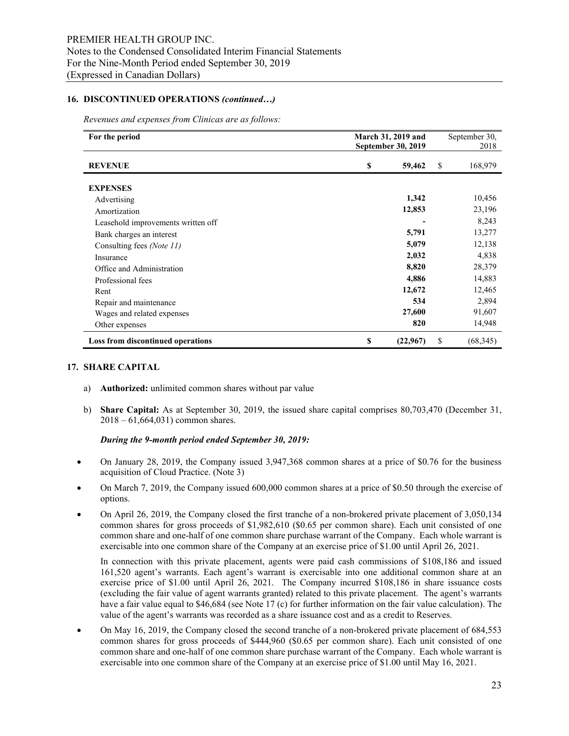### 16. DISCONTINUED OPERATIONS *(continued…)*

*Revenues and expenses from Clinicas are as follows:*

| For the period | March 31, 2019 and September 30, 2019 | September 30, 2018 |
|---|---|---|
| **REVENUE** | **$ 59,462** | $ 168,979 |
| **EXPENSES** | | |
| Advertising | **1,342** | 10,456 |
| Amortization | **12,853** | 23,196 |
| Leasehold improvements written off | **-** | 8,243 |
| Bank charges an interest | **5,791** | 13,277 |
| Consulting fees *(Note 11)* | **5,079** | 12,138 |
| Insurance | **2,032** | 4,838 |
| Office and Administration | **8,820** | 28,379 |
| Professional fees | **4,886** | 14,883 |
| Rent | **12,672** | 12,465 |
| Repair and maintenance | **534** | 2,894 |
| Wages and related expenses | **27,600** | 91,607 |
| Other expenses | **820** | 14,948 |
| **Loss from discontinued operations** | **$ (22,967)** | $ (68,345) |

### 17. SHARE CAPITAL

a) **Authorized:** unlimited common shares without par value

b) **Share Capital:** As at September 30, 2019, the issued share capital comprises 80,703,470 (December 31, 2018 – 61,664,031) common shares.

***During the 9-month period ended September 30, 2019:***

- On January 28, 2019, the Company issued 3,947,368 common shares at a price of $0.76 for the business acquisition of Cloud Practice. (Note 3)
- On March 7, 2019, the Company issued 600,000 common shares at a price of $0.50 through the exercise of options.
- On April 26, 2019, the Company closed the first tranche of a non-brokered private placement of 3,050,134 common shares for gross proceeds of $1,982,610 ($0.65 per common share). Each unit consisted of one common share and one-half of one common share purchase warrant of the Company. Each whole warrant is exercisable into one common share of the Company at an exercise price of $1.00 until April 26, 2021.

  In connection with this private placement, agents were paid cash commissions of $108,186 and issued 161,520 agent's warrants. Each agent's warrant is exercisable into one additional common share at an exercise price of $1.00 until April 26, 2021. The Company incurred $108,186 in share issuance costs (excluding the fair value of agent warrants granted) related to this private placement. The agent's warrants have a fair value equal to $46,684 (see Note 17 (c) for further information on the fair value calculation). The value of the agent's warrants was recorded as a share issuance cost and as a credit to Reserves.

- On May 16, 2019, the Company closed the second tranche of a non-brokered private placement of 684,553 common shares for gross proceeds of $444,960 ($0.65 per common share). Each unit consisted of one common share and one-half of one common share purchase warrant of the Company. Each whole warrant is exercisable into one common share of the Company at an exercise price of $1.00 until May 16, 2021.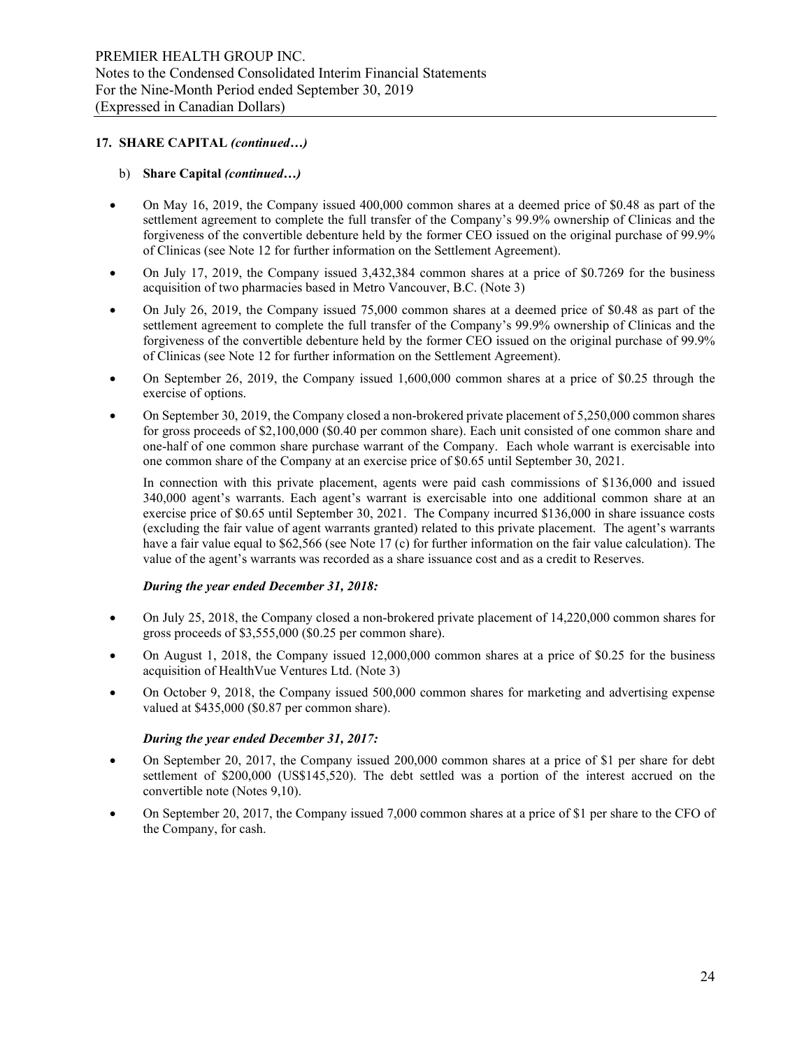## 17. SHARE CAPITAL *(continued…)*

b) **Share Capital** *(continued…)*

- On May 16, 2019, the Company issued 400,000 common shares at a deemed price of $0.48 as part of the settlement agreement to complete the full transfer of the Company's 99.9% ownership of Clinicas and the forgiveness of the convertible debenture held by the former CEO issued on the original purchase of 99.9% of Clinicas (see Note 12 for further information on the Settlement Agreement).
- On July 17, 2019, the Company issued 3,432,384 common shares at a price of $0.7269 for the business acquisition of two pharmacies based in Metro Vancouver, B.C. (Note 3)
- On July 26, 2019, the Company issued 75,000 common shares at a deemed price of $0.48 as part of the settlement agreement to complete the full transfer of the Company's 99.9% ownership of Clinicas and the forgiveness of the convertible debenture held by the former CEO issued on the original purchase of 99.9% of Clinicas (see Note 12 for further information on the Settlement Agreement).
- On September 26, 2019, the Company issued 1,600,000 common shares at a price of $0.25 through the exercise of options.
- On September 30, 2019, the Company closed a non-brokered private placement of 5,250,000 common shares for gross proceeds of $2,100,000 ($0.40 per common share). Each unit consisted of one common share and one-half of one common share purchase warrant of the Company. Each whole warrant is exercisable into one common share of the Company at an exercise price of $0.65 until September 30, 2021.

  In connection with this private placement, agents were paid cash commissions of $136,000 and issued 340,000 agent's warrants. Each agent's warrant is exercisable into one additional common share at an exercise price of $0.65 until September 30, 2021. The Company incurred $136,000 in share issuance costs (excluding the fair value of agent warrants granted) related to this private placement. The agent's warrants have a fair value equal to $62,566 (see Note 17 (c) for further information on the fair value calculation). The value of the agent's warrants was recorded as a share issuance cost and as a credit to Reserves.

***During the year ended December 31, 2018:***

- On July 25, 2018, the Company closed a non-brokered private placement of 14,220,000 common shares for gross proceeds of $3,555,000 ($0.25 per common share).
- On August 1, 2018, the Company issued 12,000,000 common shares at a price of $0.25 for the business acquisition of HealthVue Ventures Ltd. (Note 3)
- On October 9, 2018, the Company issued 500,000 common shares for marketing and advertising expense valued at $435,000 ($0.87 per common share).

***During the year ended December 31, 2017:***

- On September 20, 2017, the Company issued 200,000 common shares at a price of $1 per share for debt settlement of $200,000 (US$145,520). The debt settled was a portion of the interest accrued on the convertible note (Notes 9,10).
- On September 20, 2017, the Company issued 7,000 common shares at a price of $1 per share to the CFO of the Company, for cash.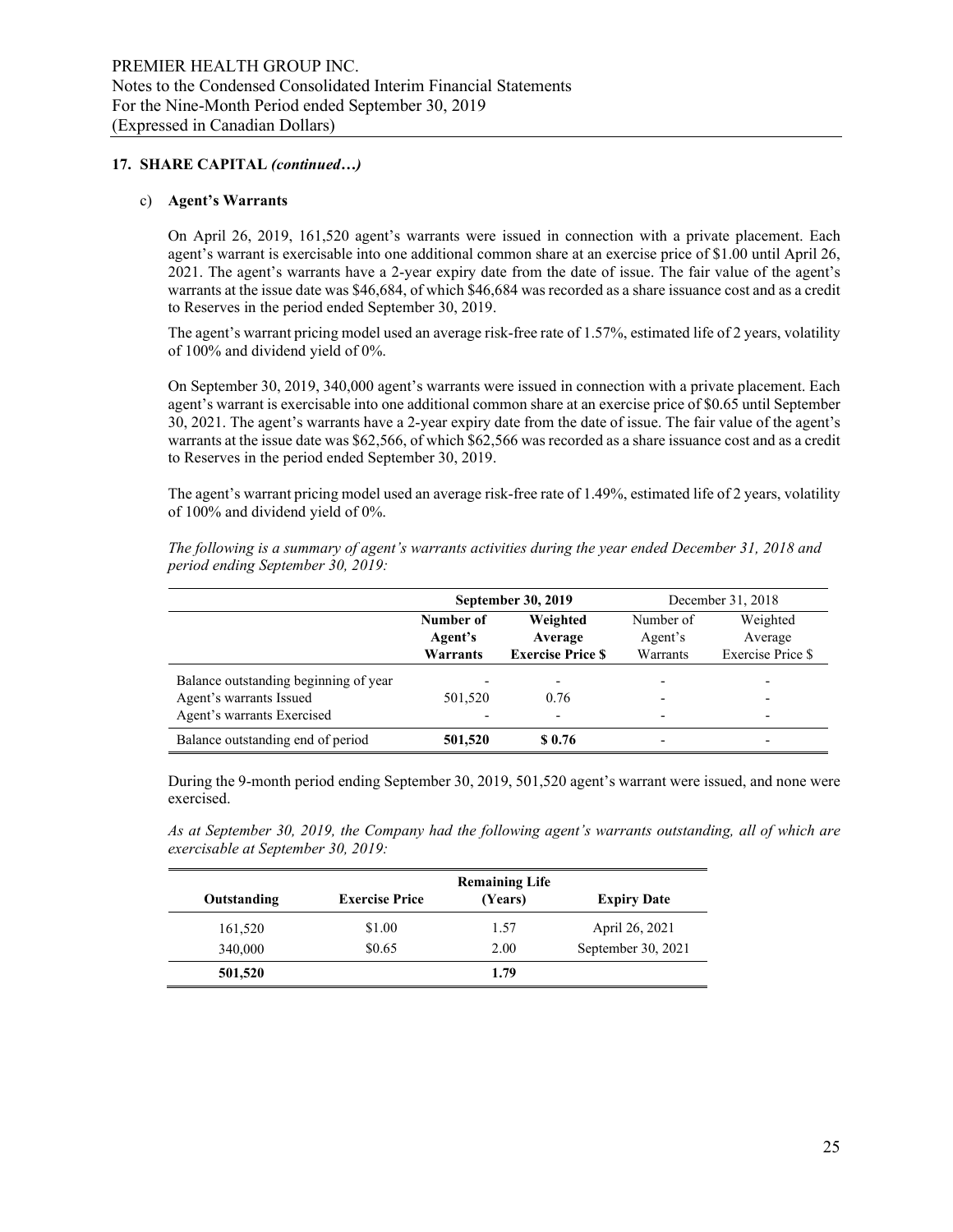## 17. SHARE CAPITAL *(continued…)*

c) **Agent's Warrants**

On April 26, 2019, 161,520 agent's warrants were issued in connection with a private placement. Each agent's warrant is exercisable into one additional common share at an exercise price of $1.00 until April 26, 2021. The agent's warrants have a 2-year expiry date from the date of issue. The fair value of the agent's warrants at the issue date was $46,684, of which $46,684 was recorded as a share issuance cost and as a credit to Reserves in the period ended September 30, 2019.

The agent's warrant pricing model used an average risk-free rate of 1.57%, estimated life of 2 years, volatility of 100% and dividend yield of 0%.

On September 30, 2019, 340,000 agent's warrants were issued in connection with a private placement. Each agent's warrant is exercisable into one additional common share at an exercise price of $0.65 until September 30, 2021. The agent's warrants have a 2-year expiry date from the date of issue. The fair value of the agent's warrants at the issue date was $62,566, of which $62,566 was recorded as a share issuance cost and as a credit to Reserves in the period ended September 30, 2019.

The agent's warrant pricing model used an average risk-free rate of 1.49%, estimated life of 2 years, volatility of 100% and dividend yield of 0%.

*The following is a summary of agent's warrants activities during the year ended December 31, 2018 and period ending September 30, 2019:*

| | **September 30, 2019** | | December 31, 2018 | |
|---|---|---|---|---|
| | **Number of Agent's Warrants** | **Weighted Average Exercise Price $** | Number of Agent's Warrants | Weighted Average Exercise Price $ |
| Balance outstanding beginning of year | - | - | - | - |
| Agent's warrants Issued | 501,520 | 0.76 | - | - |
| Agent's warrants Exercised | - | - | - | - |
| Balance outstanding end of period | **501,520** | **$ 0.76** | - | - |

During the 9-month period ending September 30, 2019, 501,520 agent's warrant were issued, and none were exercised.

*As at September 30, 2019, the Company had the following agent's warrants outstanding, all of which are exercisable at September 30, 2019:*

| **Outstanding** | **Exercise Price** | **Remaining Life (Years)** | **Expiry Date** |
|---|---|---|---|
| 161,520 | $1.00 | 1.57 | April 26, 2021 |
| 340,000 | $0.65 | 2.00 | September 30, 2021 |
| **501,520** | | **1.79** | |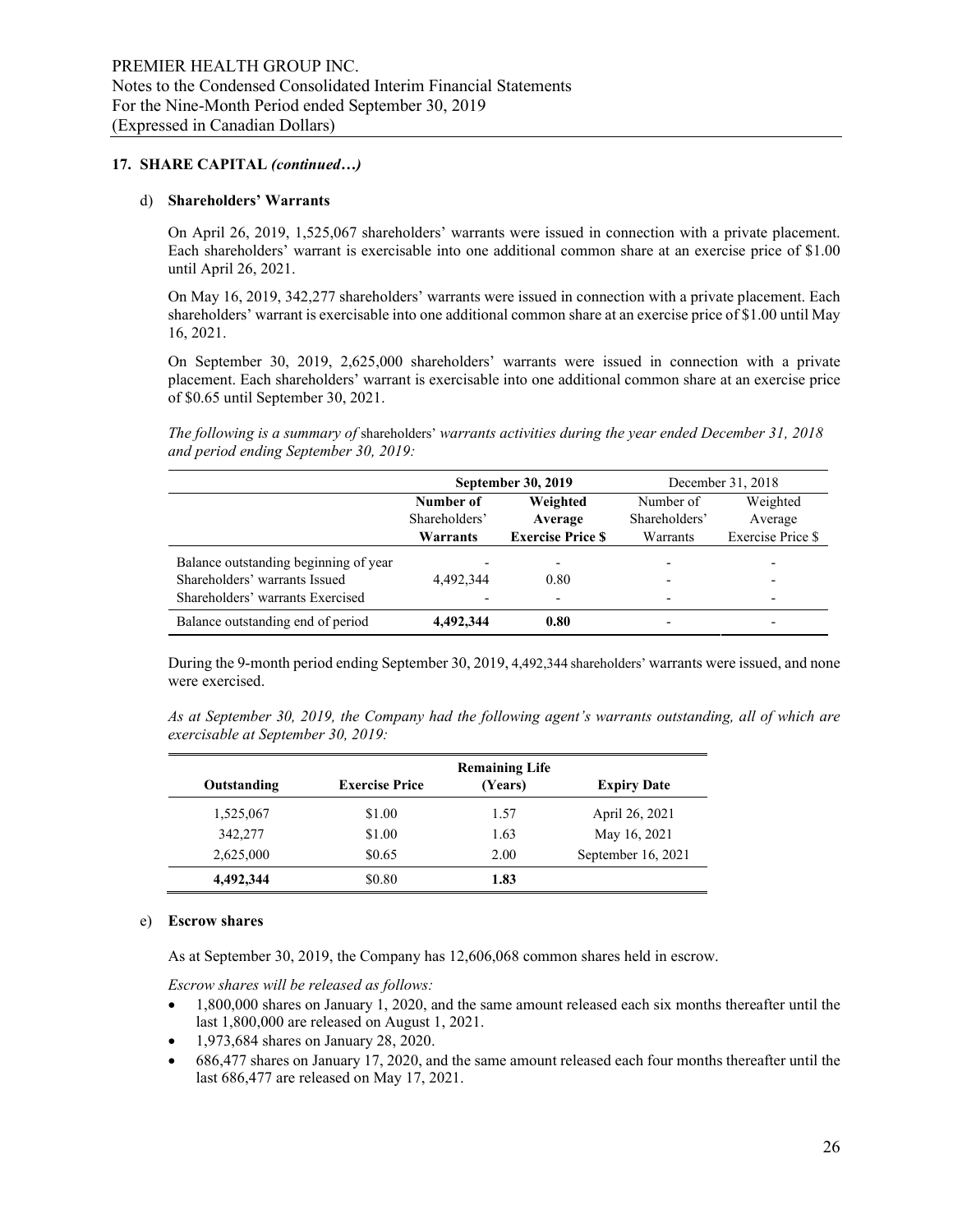## 17. SHARE CAPITAL *(continued…)*

d) **Shareholders' Warrants**

On April 26, 2019, 1,525,067 shareholders' warrants were issued in connection with a private placement. Each shareholders' warrant is exercisable into one additional common share at an exercise price of $1.00 until April 26, 2021.

On May 16, 2019, 342,277 shareholders' warrants were issued in connection with a private placement. Each shareholders' warrant is exercisable into one additional common share at an exercise price of $1.00 until May 16, 2021.

On September 30, 2019, 2,625,000 shareholders' warrants were issued in connection with a private placement. Each shareholders' warrant is exercisable into one additional common share at an exercise price of $0.65 until September 30, 2021.

*The following is a summary of* shareholders' *warrants activities during the year ended December 31, 2018 and period ending September 30, 2019:*

| | **September 30, 2019** | | December 31, 2018 | |
|---|---|---|---|---|
| | **Number of Shareholders' Warrants** | **Weighted Average Exercise Price $** | Number of Shareholders' Warrants | Weighted Average Exercise Price $ |
| Balance outstanding beginning of year | - | - | - | - |
| Shareholders' warrants Issued | 4,492,344 | 0.80 | - | - |
| Shareholders' warrants Exercised | - | - | - | - |
| Balance outstanding end of period | **4,492,344** | **0.80** | - | - |

During the 9-month period ending September 30, 2019, 4,492,344 shareholders' warrants were issued, and none were exercised.

*As at September 30, 2019, the Company had the following agent's warrants outstanding, all of which are exercisable at September 30, 2019:*

| Outstanding | Exercise Price | Remaining Life (Years) | Expiry Date |
|---|---|---|---|
| 1,525,067 | $1.00 | 1.57 | April 26, 2021 |
| 342,277 | $1.00 | 1.63 | May 16, 2021 |
| 2,625,000 | $0.65 | 2.00 | September 16, 2021 |
| **4,492,344** | $0.80 | **1.83** | |

e) **Escrow shares**

As at September 30, 2019, the Company has 12,606,068 common shares held in escrow.

*Escrow shares will be released as follows:*

- 1,800,000 shares on January 1, 2020, and the same amount released each six months thereafter until the last 1,800,000 are released on August 1, 2021.
- 1,973,684 shares on January 28, 2020.
- 686,477 shares on January 17, 2020, and the same amount released each four months thereafter until the last 686,477 are released on May 17, 2021.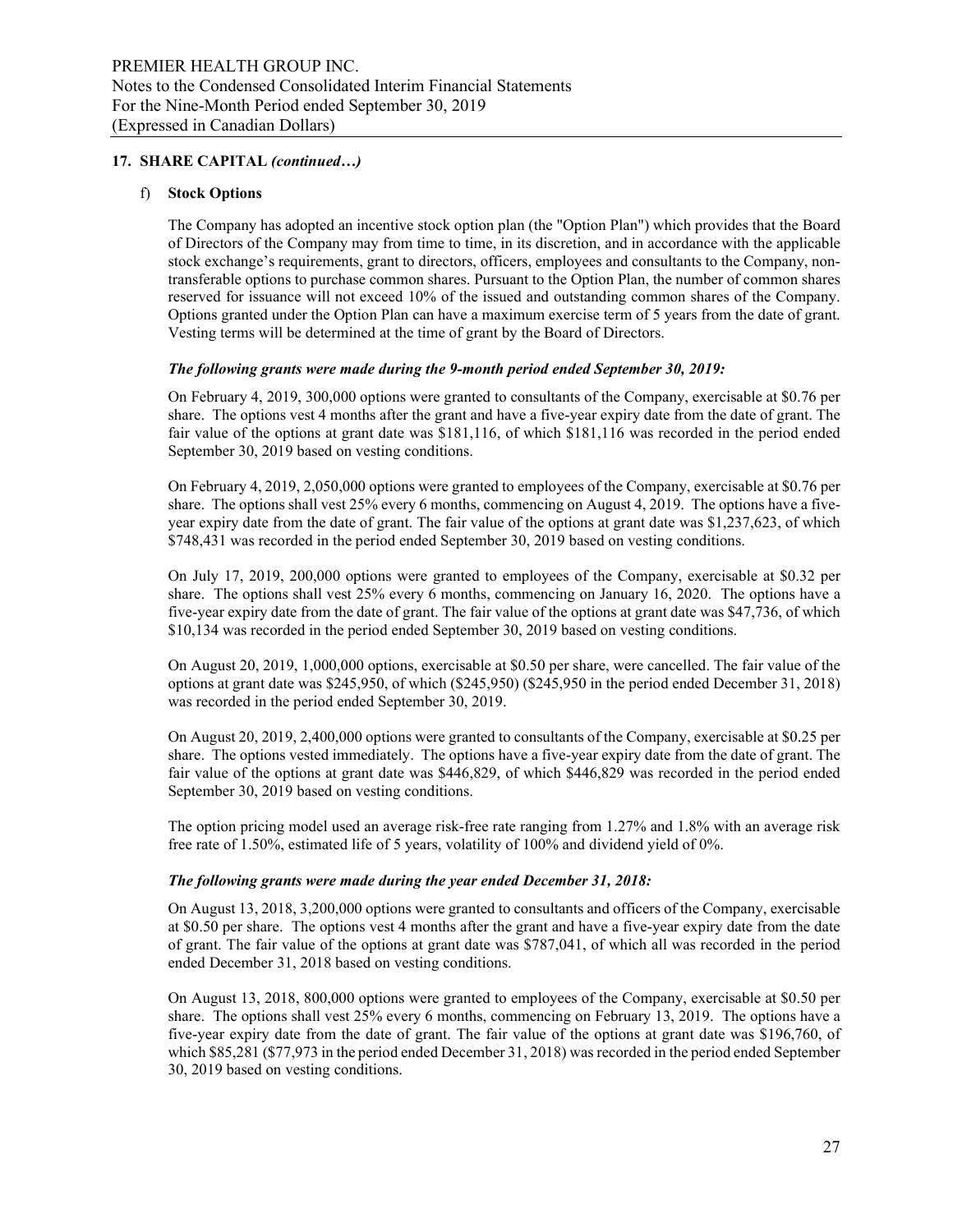## 17. SHARE CAPITAL *(continued…)*

### f) Stock Options

The Company has adopted an incentive stock option plan (the "Option Plan") which provides that the Board of Directors of the Company may from time to time, in its discretion, and in accordance with the applicable stock exchange's requirements, grant to directors, officers, employees and consultants to the Company, non-transferable options to purchase common shares. Pursuant to the Option Plan, the number of common shares reserved for issuance will not exceed 10% of the issued and outstanding common shares of the Company. Options granted under the Option Plan can have a maximum exercise term of 5 years from the date of grant. Vesting terms will be determined at the time of grant by the Board of Directors.

***The following grants were made during the 9-month period ended September 30, 2019:***

On February 4, 2019, 300,000 options were granted to consultants of the Company, exercisable at $0.76 per share. The options vest 4 months after the grant and have a five-year expiry date from the date of grant. The fair value of the options at grant date was $181,116, of which $181,116 was recorded in the period ended September 30, 2019 based on vesting conditions.

On February 4, 2019, 2,050,000 options were granted to employees of the Company, exercisable at $0.76 per share. The options shall vest 25% every 6 months, commencing on August 4, 2019. The options have a five-year expiry date from the date of grant. The fair value of the options at grant date was $1,237,623, of which $748,431 was recorded in the period ended September 30, 2019 based on vesting conditions.

On July 17, 2019, 200,000 options were granted to employees of the Company, exercisable at $0.32 per share. The options shall vest 25% every 6 months, commencing on January 16, 2020. The options have a five-year expiry date from the date of grant. The fair value of the options at grant date was $47,736, of which $10,134 was recorded in the period ended September 30, 2019 based on vesting conditions.

On August 20, 2019, 1,000,000 options, exercisable at $0.50 per share, were cancelled. The fair value of the options at grant date was $245,950, of which ($245,950) ($245,950 in the period ended December 31, 2018) was recorded in the period ended September 30, 2019.

On August 20, 2019, 2,400,000 options were granted to consultants of the Company, exercisable at $0.25 per share. The options vested immediately. The options have a five-year expiry date from the date of grant. The fair value of the options at grant date was $446,829, of which $446,829 was recorded in the period ended September 30, 2019 based on vesting conditions.

The option pricing model used an average risk-free rate ranging from 1.27% and 1.8% with an average risk free rate of 1.50%, estimated life of 5 years, volatility of 100% and dividend yield of 0%.

***The following grants were made during the year ended December 31, 2018:***

On August 13, 2018, 3,200,000 options were granted to consultants and officers of the Company, exercisable at $0.50 per share. The options vest 4 months after the grant and have a five-year expiry date from the date of grant. The fair value of the options at grant date was $787,041, of which all was recorded in the period ended December 31, 2018 based on vesting conditions.

On August 13, 2018, 800,000 options were granted to employees of the Company, exercisable at $0.50 per share. The options shall vest 25% every 6 months, commencing on February 13, 2019. The options have a five-year expiry date from the date of grant. The fair value of the options at grant date was $196,760, of which $85,281 ($77,973 in the period ended December 31, 2018) was recorded in the period ended September 30, 2019 based on vesting conditions.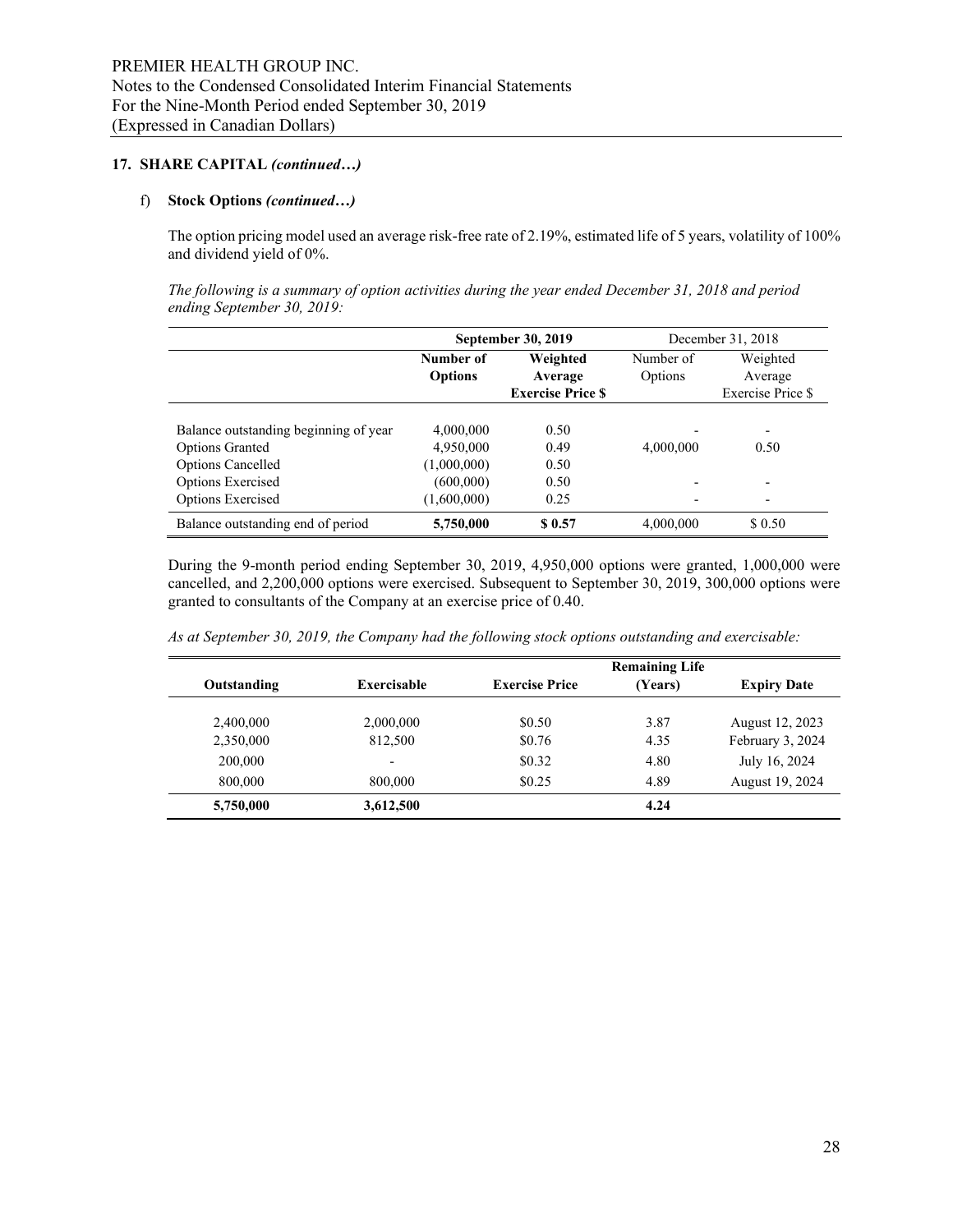## 17. SHARE CAPITAL *(continued…)*

f) **Stock Options** *(continued…)*

The option pricing model used an average risk-free rate of 2.19%, estimated life of 5 years, volatility of 100% and dividend yield of 0%.

*The following is a summary of option activities during the year ended December 31, 2018 and period ending September 30, 2019:*

| | **September 30, 2019** | | December 31, 2018 | |
|---|---|---|---|---|
| | **Number of Options** | **Weighted Average Exercise Price $** | Number of Options | Weighted Average Exercise Price $ |
| Balance outstanding beginning of year | 4,000,000 | 0.50 | - | - |
| Options Granted | 4,950,000 | 0.49 | 4,000,000 | 0.50 |
| Options Cancelled | (1,000,000) | 0.50 | | |
| Options Exercised | (600,000) | 0.50 | - | - |
| Options Exercised | (1,600,000) | 0.25 | - | - |
| Balance outstanding end of period | **5,750,000** | **$ 0.57** | 4,000,000 | $ 0.50 |

During the 9-month period ending September 30, 2019, 4,950,000 options were granted, 1,000,000 were cancelled, and 2,200,000 options were exercised. Subsequent to September 30, 2019, 300,000 options were granted to consultants of the Company at an exercise price of 0.40.

*As at September 30, 2019, the Company had the following stock options outstanding and exercisable:*

| **Outstanding** | **Exercisable** | **Exercise Price** | **Remaining Life (Years)** | **Expiry Date** |
|---|---|---|---|---|
| 2,400,000 | 2,000,000 | $0.50 | 3.87 | August 12, 2023 |
| 2,350,000 | 812,500 | $0.76 | 4.35 | February 3, 2024 |
| 200,000 | - | $0.32 | 4.80 | July 16, 2024 |
| 800,000 | 800,000 | $0.25 | 4.89 | August 19, 2024 |
| **5,750,000** | **3,612,500** | | **4.24** | |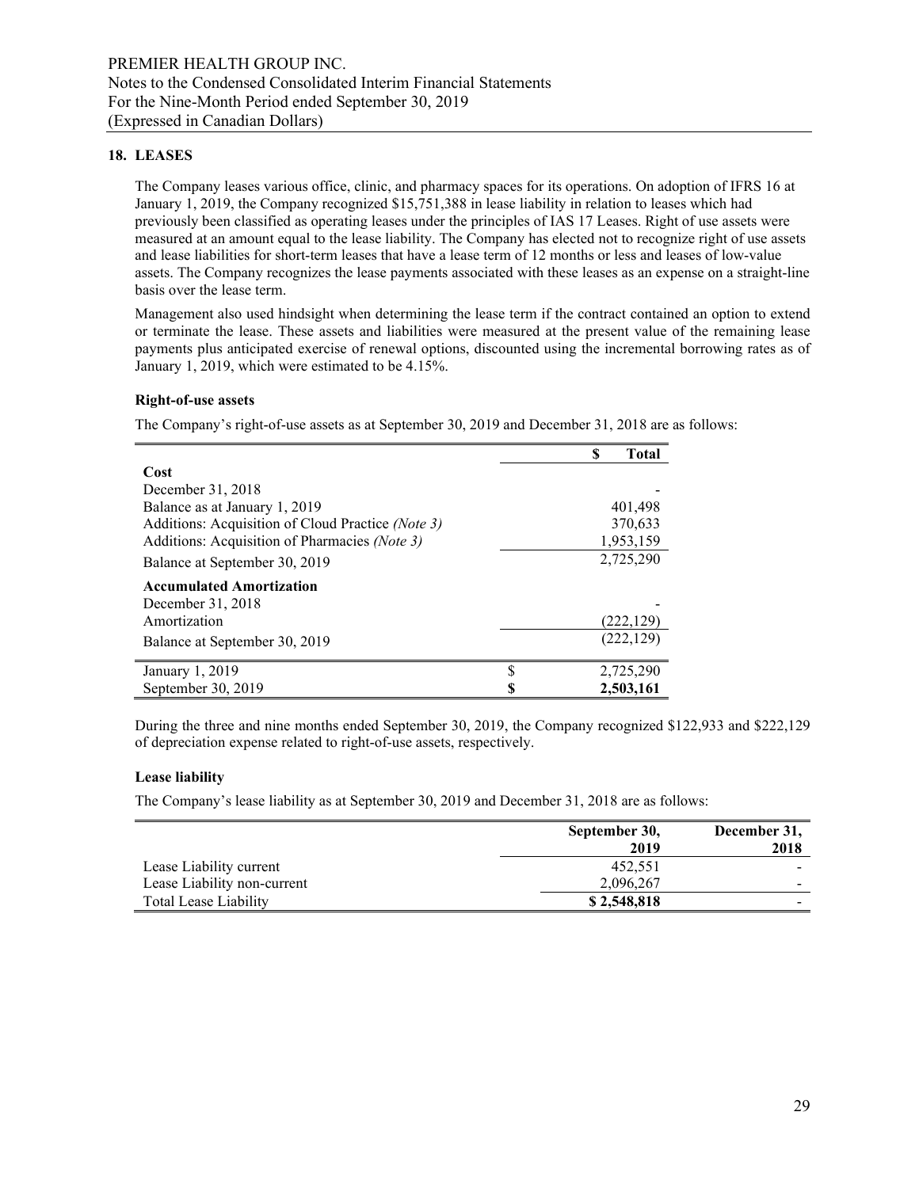## 18. LEASES

The Company leases various office, clinic, and pharmacy spaces for its operations. On adoption of IFRS 16 at January 1, 2019, the Company recognized $15,751,388 in lease liability in relation to leases which had previously been classified as operating leases under the principles of IAS 17 Leases. Right of use assets were measured at an amount equal to the lease liability. The Company has elected not to recognize right of use assets and lease liabilities for short-term leases that have a lease term of 12 months or less and leases of low-value assets. The Company recognizes the lease payments associated with these leases as an expense on a straight-line basis over the lease term.

Management also used hindsight when determining the lease term if the contract contained an option to extend or terminate the lease. These assets and liabilities were measured at the present value of the remaining lease payments plus anticipated exercise of renewal options, discounted using the incremental borrowing rates as of January 1, 2019, which were estimated to be 4.15%.

### Right-of-use assets

The Company's right-of-use assets as at September 30, 2019 and December 31, 2018 are as follows:

| | $ Total |
|---|---|
| **Cost** | |
| December 31, 2018 | - |
| Balance as at January 1, 2019 | 401,498 |
| Additions: Acquisition of Cloud Practice *(Note 3)* | 370,633 |
| Additions: Acquisition of Pharmacies *(Note 3)* | 1,953,159 |
| Balance at September 30, 2019 | 2,725,290 |
| **Accumulated Amortization** | |
| December 31, 2018 | - |
| Amortization | (222,129) |
| Balance at September 30, 2019 | (222,129) |
| January 1, 2019 | $ 2,725,290 |
| September 30, 2019 | **$ 2,503,161** |

During the three and nine months ended September 30, 2019, the Company recognized $122,933 and $222,129 of depreciation expense related to right-of-use assets, respectively.

### Lease liability

The Company's lease liability as at September 30, 2019 and December 31, 2018 are as follows:

| | September 30, 2019 | December 31, 2018 |
|---|---|---|
| Lease Liability current | 452,551 | - |
| Lease Liability non-current | 2,096,267 | - |
| Total Lease Liability | **$ 2,548,818** | - |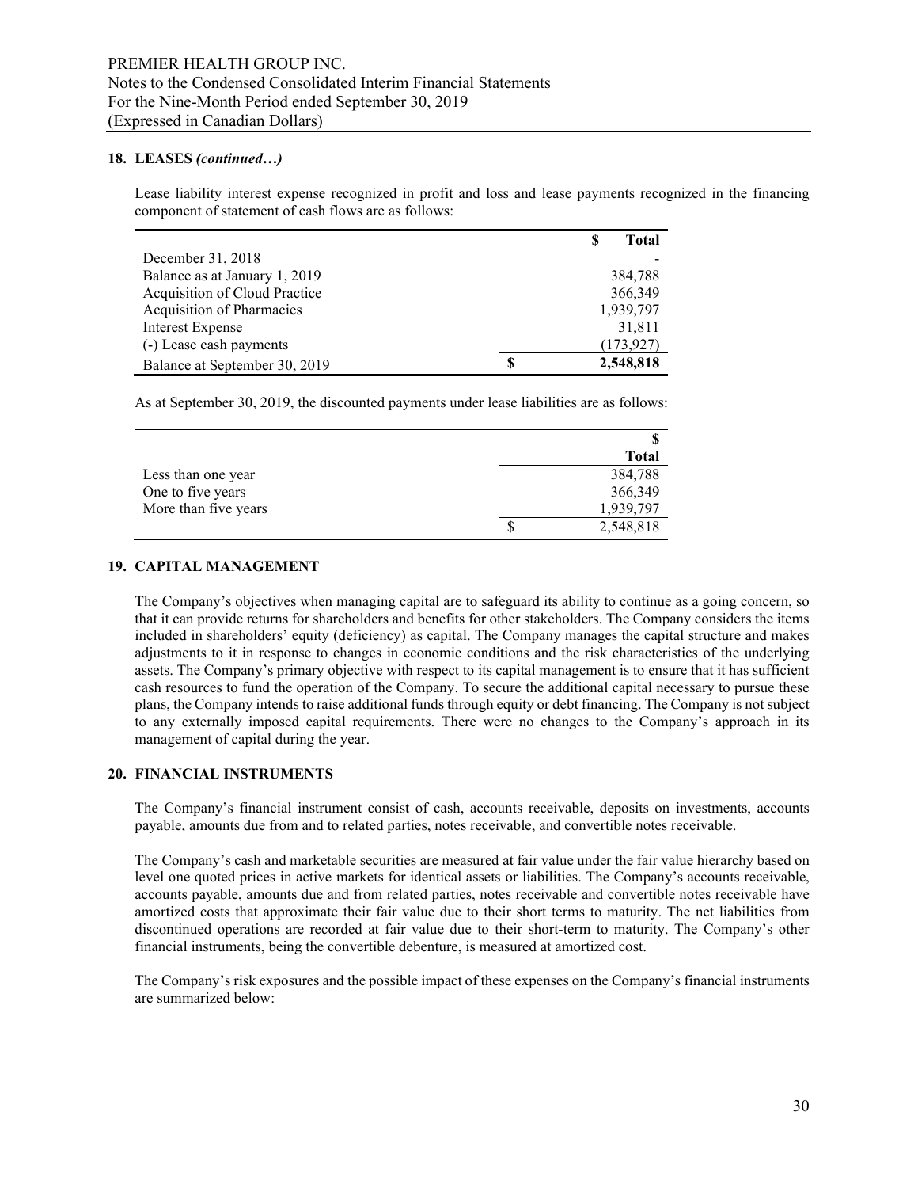## 18. LEASES *(continued…)*

Lease liability interest expense recognized in profit and loss and lease payments recognized in the financing component of statement of cash flows are as follows:

| | $ Total |
|---|---|
| December 31, 2018 | - |
| Balance as at January 1, 2019 | 384,788 |
| Acquisition of Cloud Practice | 366,349 |
| Acquisition of Pharmacies | 1,939,797 |
| Interest Expense | 31,811 |
| (-) Lease cash payments | (173,927) |
| Balance at September 30, 2019 | **$ 2,548,818** |

As at September 30, 2019, the discounted payments under lease liabilities are as follows:

| | $ Total |
|---|---|
| Less than one year | 384,788 |
| One to five years | 366,349 |
| More than five years | 1,939,797 |
| | $ 2,548,818 |

## 19. CAPITAL MANAGEMENT

The Company's objectives when managing capital are to safeguard its ability to continue as a going concern, so that it can provide returns for shareholders and benefits for other stakeholders. The Company considers the items included in shareholders' equity (deficiency) as capital. The Company manages the capital structure and makes adjustments to it in response to changes in economic conditions and the risk characteristics of the underlying assets. The Company's primary objective with respect to its capital management is to ensure that it has sufficient cash resources to fund the operation of the Company. To secure the additional capital necessary to pursue these plans, the Company intends to raise additional funds through equity or debt financing. The Company is not subject to any externally imposed capital requirements. There were no changes to the Company's approach in its management of capital during the year.

## 20. FINANCIAL INSTRUMENTS

The Company's financial instrument consist of cash, accounts receivable, deposits on investments, accounts payable, amounts due from and to related parties, notes receivable, and convertible notes receivable.

The Company's cash and marketable securities are measured at fair value under the fair value hierarchy based on level one quoted prices in active markets for identical assets or liabilities. The Company's accounts receivable, accounts payable, amounts due and from related parties, notes receivable and convertible notes receivable have amortized costs that approximate their fair value due to their short terms to maturity. The net liabilities from discontinued operations are recorded at fair value due to their short-term to maturity. The Company's other financial instruments, being the convertible debenture, is measured at amortized cost.

The Company's risk exposures and the possible impact of these expenses on the Company's financial instruments are summarized below: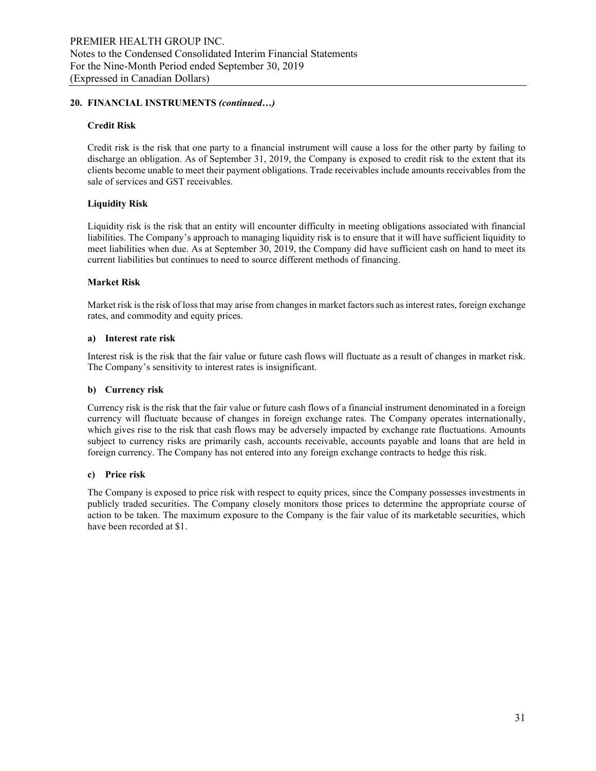## 20. FINANCIAL INSTRUMENTS *(continued…)*

### Credit Risk

Credit risk is the risk that one party to a financial instrument will cause a loss for the other party by failing to discharge an obligation. As of September 31, 2019, the Company is exposed to credit risk to the extent that its clients become unable to meet their payment obligations. Trade receivables include amounts receivables from the sale of services and GST receivables.

### Liquidity Risk

Liquidity risk is the risk that an entity will encounter difficulty in meeting obligations associated with financial liabilities. The Company's approach to managing liquidity risk is to ensure that it will have sufficient liquidity to meet liabilities when due. As at September 30, 2019, the Company did have sufficient cash on hand to meet its current liabilities but continues to need to source different methods of financing.

### Market Risk

Market risk is the risk of loss that may arise from changes in market factors such as interest rates, foreign exchange rates, and commodity and equity prices.

#### a) Interest rate risk

Interest risk is the risk that the fair value or future cash flows will fluctuate as a result of changes in market risk. The Company's sensitivity to interest rates is insignificant.

#### b) Currency risk

Currency risk is the risk that the fair value or future cash flows of a financial instrument denominated in a foreign currency will fluctuate because of changes in foreign exchange rates. The Company operates internationally, which gives rise to the risk that cash flows may be adversely impacted by exchange rate fluctuations. Amounts subject to currency risks are primarily cash, accounts receivable, accounts payable and loans that are held in foreign currency. The Company has not entered into any foreign exchange contracts to hedge this risk.

#### c) Price risk

The Company is exposed to price risk with respect to equity prices, since the Company possesses investments in publicly traded securities. The Company closely monitors those prices to determine the appropriate course of action to be taken. The maximum exposure to the Company is the fair value of its marketable securities, which have been recorded at $1.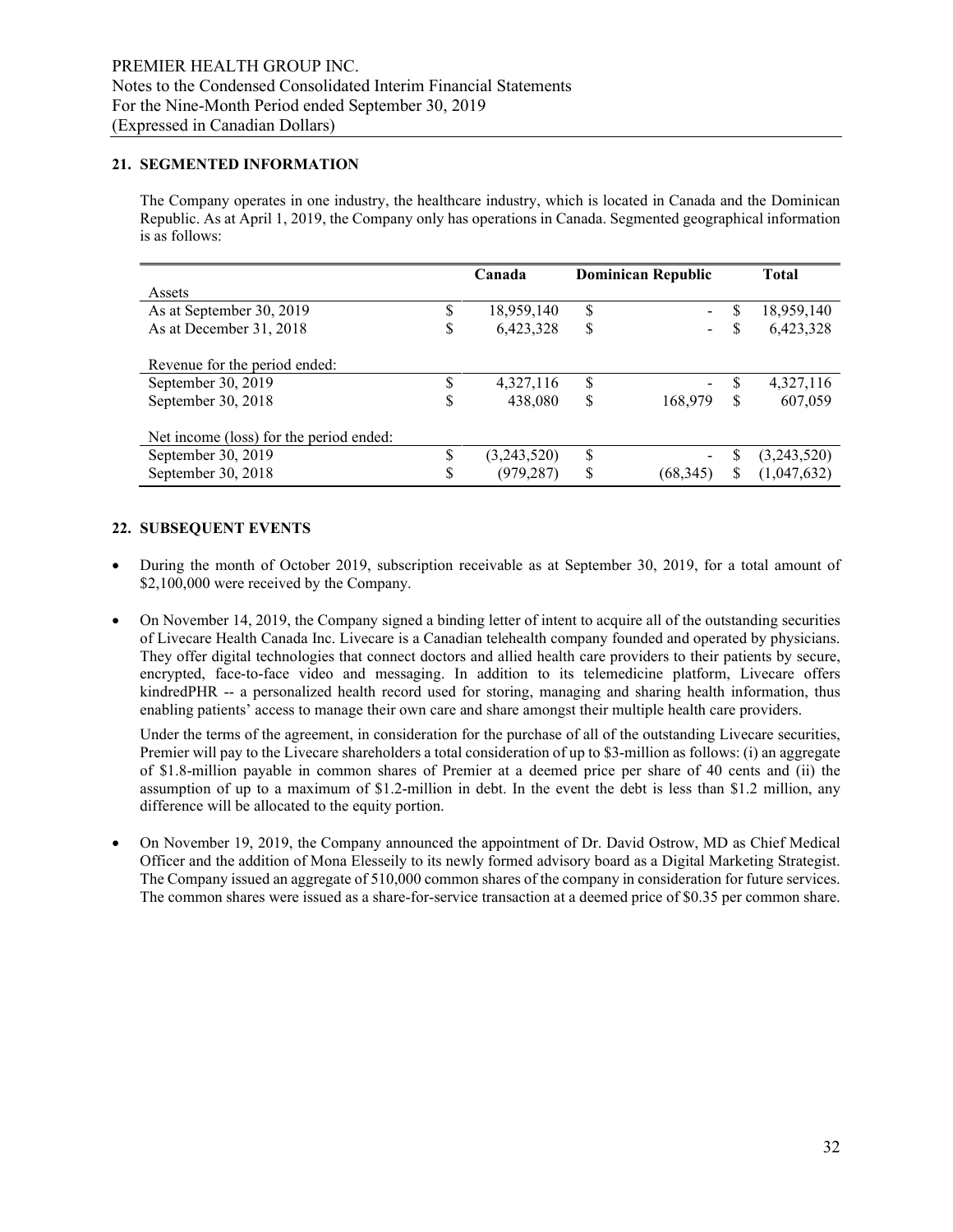## 21. SEGMENTED INFORMATION

The Company operates in one industry, the healthcare industry, which is located in Canada and the Dominican Republic. As at April 1, 2019, the Company only has operations in Canada. Segmented geographical information is as follows:

| | Canada | Dominican Republic | Total |
|---|---|---|---|
| Assets | | | |
| As at September 30, 2019 | $ 18,959,140 | $ - | $ 18,959,140 |
| As at December 31, 2018 | $ 6,423,328 | $ - | $ 6,423,328 |
| | | | |
| Revenue for the period ended: | | | |
| September 30, 2019 | $ 4,327,116 | $ - | $ 4,327,116 |
| September 30, 2018 | $ 438,080 | $ 168,979 | $ 607,059 |
| | | | |
| Net income (loss) for the period ended: | | | |
| September 30, 2019 | $ (3,243,520) | $ - | $ (3,243,520) |
| September 30, 2018 | $ (979,287) | $ (68,345) | $ (1,047,632) |

## 22. SUBSEQUENT EVENTS

- During the month of October 2019, subscription receivable as at September 30, 2019, for a total amount of $2,100,000 were received by the Company.
- On November 14, 2019, the Company signed a binding letter of intent to acquire all of the outstanding securities of Livecare Health Canada Inc. Livecare is a Canadian telehealth company founded and operated by physicians. They offer digital technologies that connect doctors and allied health care providers to their patients by secure, encrypted, face-to-face video and messaging. In addition to its telemedicine platform, Livecare offers kindredPHR -- a personalized health record used for storing, managing and sharing health information, thus enabling patients' access to manage their own care and share amongst their multiple health care providers.

  Under the terms of the agreement, in consideration for the purchase of all of the outstanding Livecare securities, Premier will pay to the Livecare shareholders a total consideration of up to $3-million as follows: (i) an aggregate of $1.8-million payable in common shares of Premier at a deemed price per share of 40 cents and (ii) the assumption of up to a maximum of $1.2-million in debt. In the event the debt is less than $1.2 million, any difference will be allocated to the equity portion.
- On November 19, 2019, the Company announced the appointment of Dr. David Ostrow, MD as Chief Medical Officer and the addition of Mona Elesseily to its newly formed advisory board as a Digital Marketing Strategist. The Company issued an aggregate of 510,000 common shares of the company in consideration for future services. The common shares were issued as a share-for-service transaction at a deemed price of $0.35 per common share.